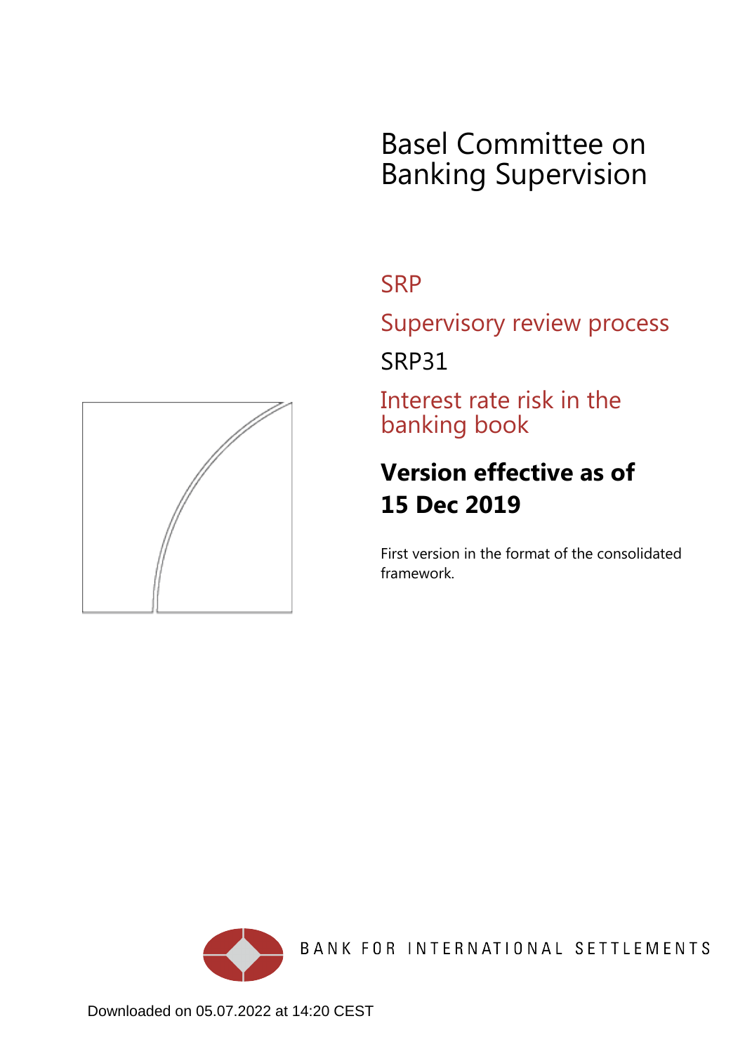# Basel Committee on Banking Supervision

## SRP

## Supervisory review process

## SRP31

## Interest rate risk in the banking book

**Version effective as of 15 Dec 2019**

First version in the format of the consolidated framework.

BANK FOR INTERNATIONAL SETTLEMENTS

Downloaded on 05.07.2022 at 14:20 CEST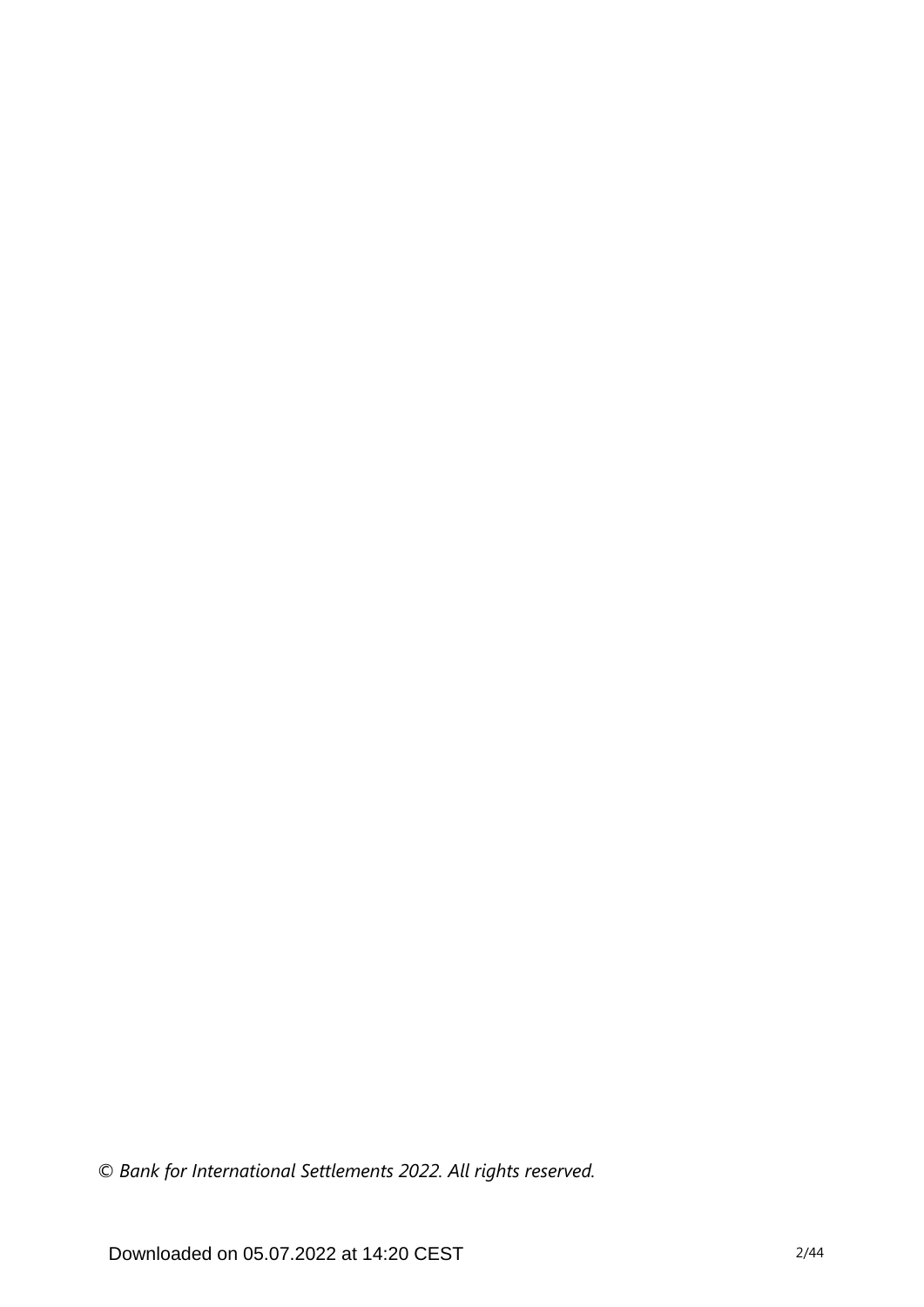*© Bank for International Settlements 2022. All rights reserved.*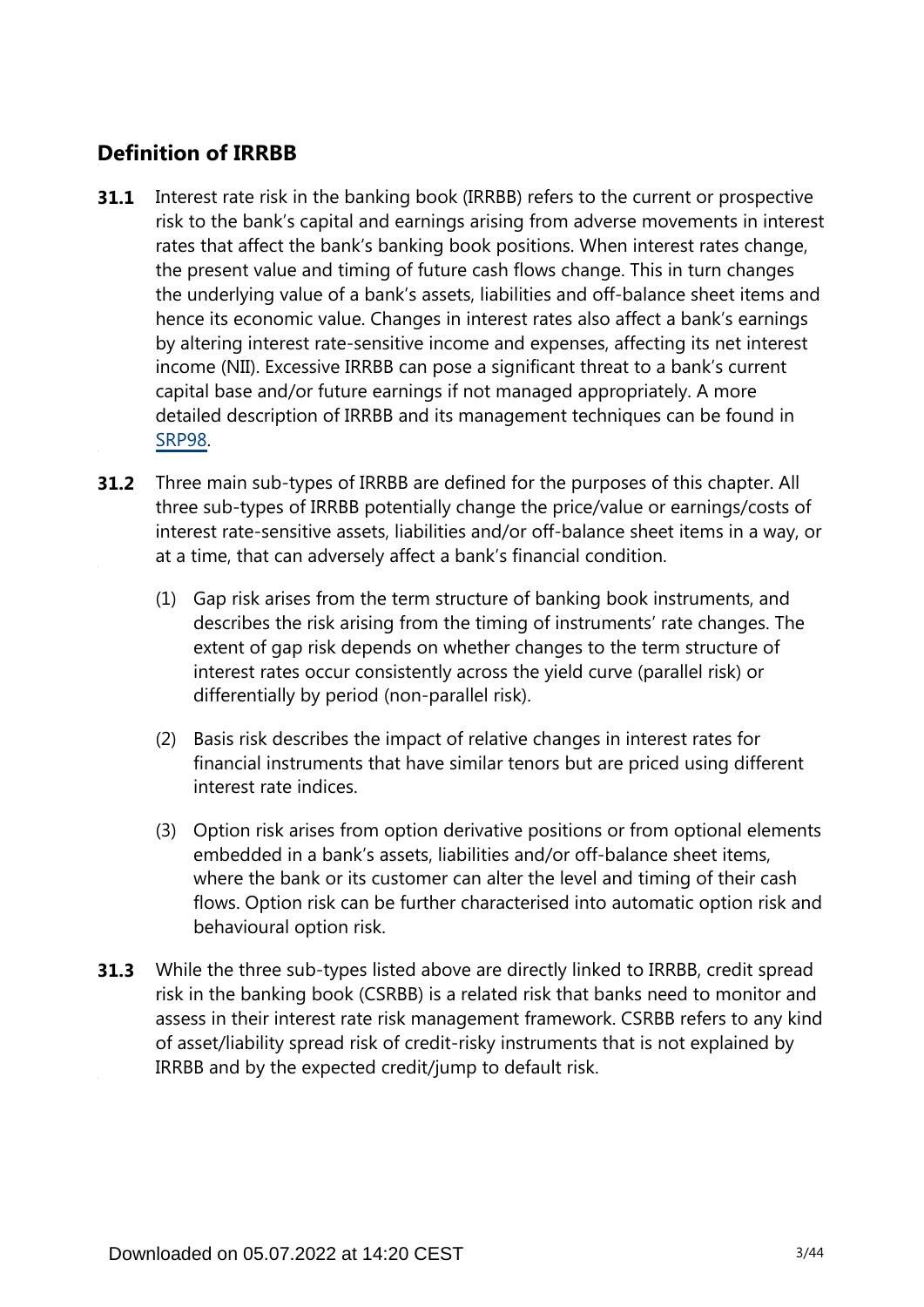## Definition of IRRBB

**31.1** Interest rate risk in the banking book (IRRBB) refers to the current or prospective risk to the bank's capital and earnings arising from adverse movements in interest rates that affect the bank's banking book positions. When interest rates change, the present value and timing of future cash flows change. This in turn changes the underlying value of a bank's assets, liabilities and off-balance sheet items and hence its economic value. Changes in interest rates also affect a bank's earnings by altering interest rate-sensitive income and expenses, affecting its net interest income (NII). Excessive IRRBB can pose a significant threat to a bank's current capital base and/or future earnings if not managed appropriately. A more detailed description of IRRBB and its management techniques can be found in SRP98.

**31.2** Three main sub-types of IRRBB are defined for the purposes of this chapter. All three sub-types of IRRBB potentially change the price/value or earnings/costs of interest rate-sensitive assets, liabilities and/or off-balance sheet items in a way, or at a time, that can adversely affect a bank's financial condition.

(1) Gap risk arises from the term structure of banking book instruments, and describes the risk arising from the timing of instruments' rate changes. The extent of gap risk depends on whether changes to the term structure of interest rates occur consistently across the yield curve (parallel risk) or differentially by period (non-parallel risk).

(2) Basis risk describes the impact of relative changes in interest rates for financial instruments that have similar tenors but are priced using different interest rate indices.

(3) Option risk arises from option derivative positions or from optional elements embedded in a bank's assets, liabilities and/or off-balance sheet items, where the bank or its customer can alter the level and timing of their cash flows. Option risk can be further characterised into automatic option risk and behavioural option risk.

**31.3** While the three sub-types listed above are directly linked to IRRBB, credit spread risk in the banking book (CSRBB) is a related risk that banks need to monitor and assess in their interest rate risk management framework. CSRBB refers to any kind of asset/liability spread risk of credit-risky instruments that is not explained by IRRBB and by the expected credit/jump to default risk.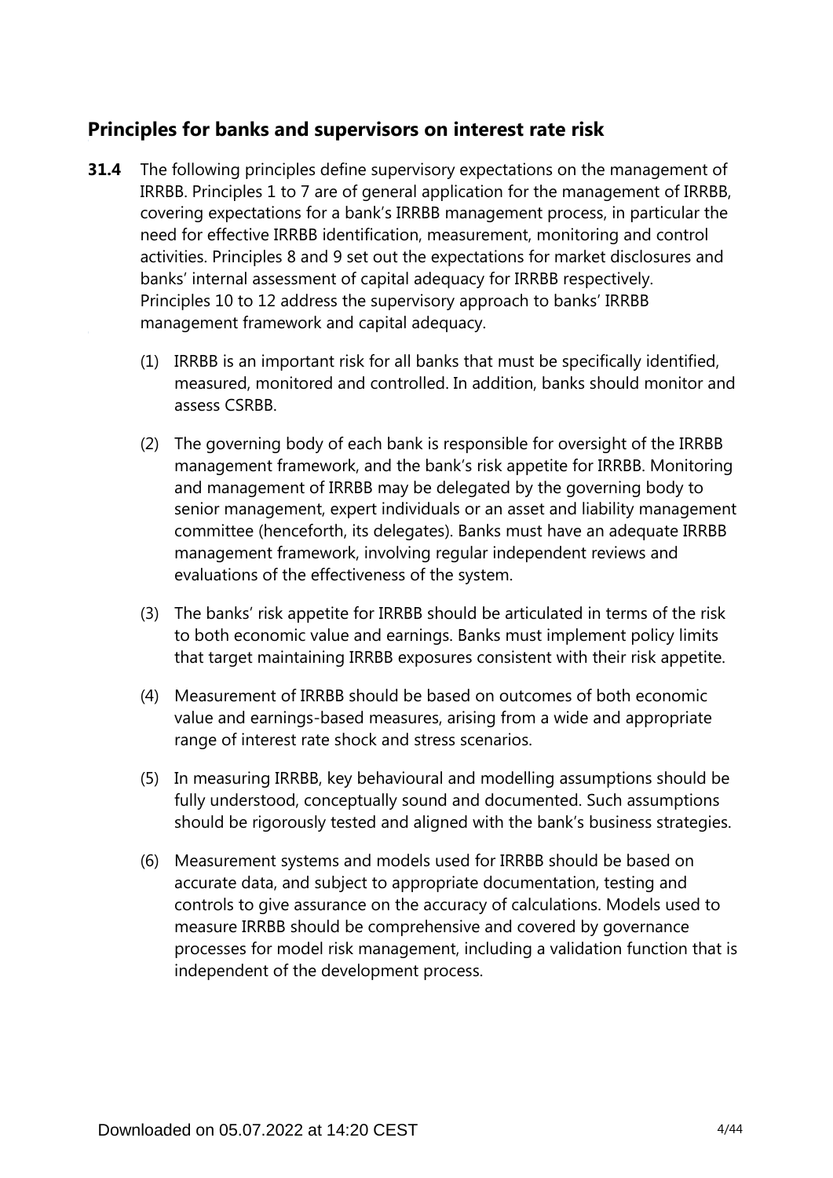## Principles for banks and supervisors on interest rate risk

**31.4** The following principles define supervisory expectations on the management of IRRBB. Principles 1 to 7 are of general application for the management of IRRBB, covering expectations for a bank's IRRBB management process, in particular the need for effective IRRBB identification, measurement, monitoring and control activities. Principles 8 and 9 set out the expectations for market disclosures and banks' internal assessment of capital adequacy for IRRBB respectively. Principles 10 to 12 address the supervisory approach to banks' IRRBB management framework and capital adequacy.

(1) IRRBB is an important risk for all banks that must be specifically identified, measured, monitored and controlled. In addition, banks should monitor and assess CSRBB.

(2) The governing body of each bank is responsible for oversight of the IRRBB management framework, and the bank's risk appetite for IRRBB. Monitoring and management of IRRBB may be delegated by the governing body to senior management, expert individuals or an asset and liability management committee (henceforth, its delegates). Banks must have an adequate IRRBB management framework, involving regular independent reviews and evaluations of the effectiveness of the system.

(3) The banks' risk appetite for IRRBB should be articulated in terms of the risk to both economic value and earnings. Banks must implement policy limits that target maintaining IRRBB exposures consistent with their risk appetite.

(4) Measurement of IRRBB should be based on outcomes of both economic value and earnings-based measures, arising from a wide and appropriate range of interest rate shock and stress scenarios.

(5) In measuring IRRBB, key behavioural and modelling assumptions should be fully understood, conceptually sound and documented. Such assumptions should be rigorously tested and aligned with the bank's business strategies.

(6) Measurement systems and models used for IRRBB should be based on accurate data, and subject to appropriate documentation, testing and controls to give assurance on the accuracy of calculations. Models used to measure IRRBB should be comprehensive and covered by governance processes for model risk management, including a validation function that is independent of the development process.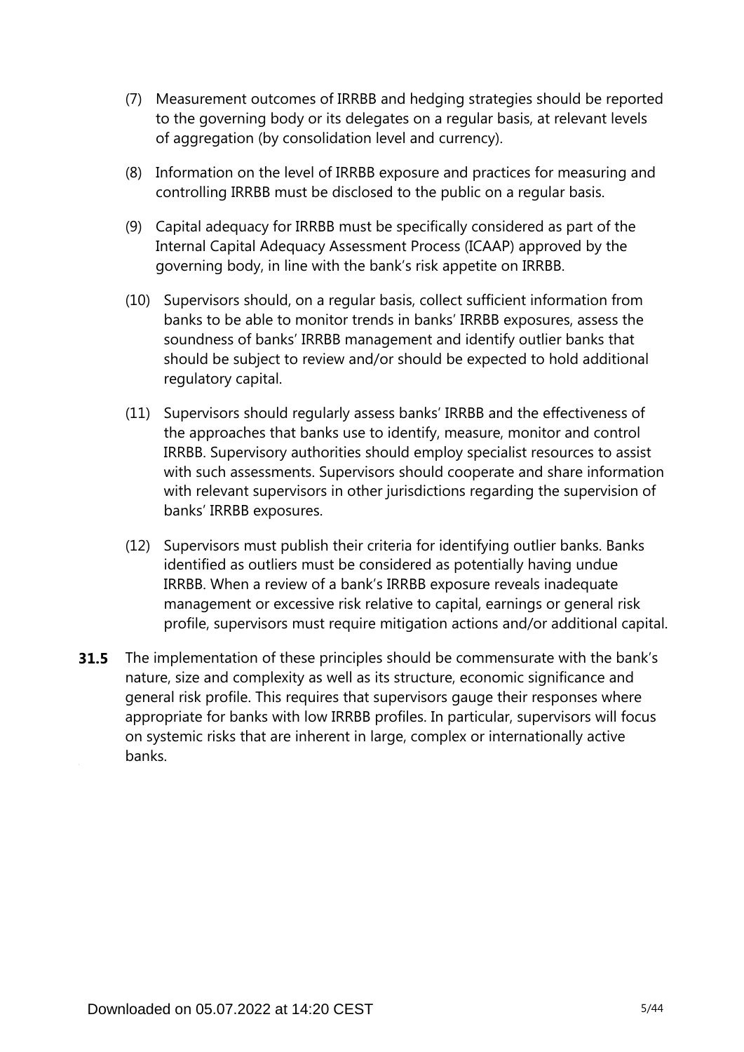(7) Measurement outcomes of IRRBB and hedging strategies should be reported to the governing body or its delegates on a regular basis, at relevant levels of aggregation (by consolidation level and currency).

(8) Information on the level of IRRBB exposure and practices for measuring and controlling IRRBB must be disclosed to the public on a regular basis.

(9) Capital adequacy for IRRBB must be specifically considered as part of the Internal Capital Adequacy Assessment Process (ICAAP) approved by the governing body, in line with the bank's risk appetite on IRRBB.

(10) Supervisors should, on a regular basis, collect sufficient information from banks to be able to monitor trends in banks' IRRBB exposures, assess the soundness of banks' IRRBB management and identify outlier banks that should be subject to review and/or should be expected to hold additional regulatory capital.

(11) Supervisors should regularly assess banks' IRRBB and the effectiveness of the approaches that banks use to identify, measure, monitor and control IRRBB. Supervisory authorities should employ specialist resources to assist with such assessments. Supervisors should cooperate and share information with relevant supervisors in other jurisdictions regarding the supervision of banks' IRRBB exposures.

(12) Supervisors must publish their criteria for identifying outlier banks. Banks identified as outliers must be considered as potentially having undue IRRBB. When a review of a bank's IRRBB exposure reveals inadequate management or excessive risk relative to capital, earnings or general risk profile, supervisors must require mitigation actions and/or additional capital.

**31.5** The implementation of these principles should be commensurate with the bank's nature, size and complexity as well as its structure, economic significance and general risk profile. This requires that supervisors gauge their responses where appropriate for banks with low IRRBB profiles. In particular, supervisors will focus on systemic risks that are inherent in large, complex or internationally active banks.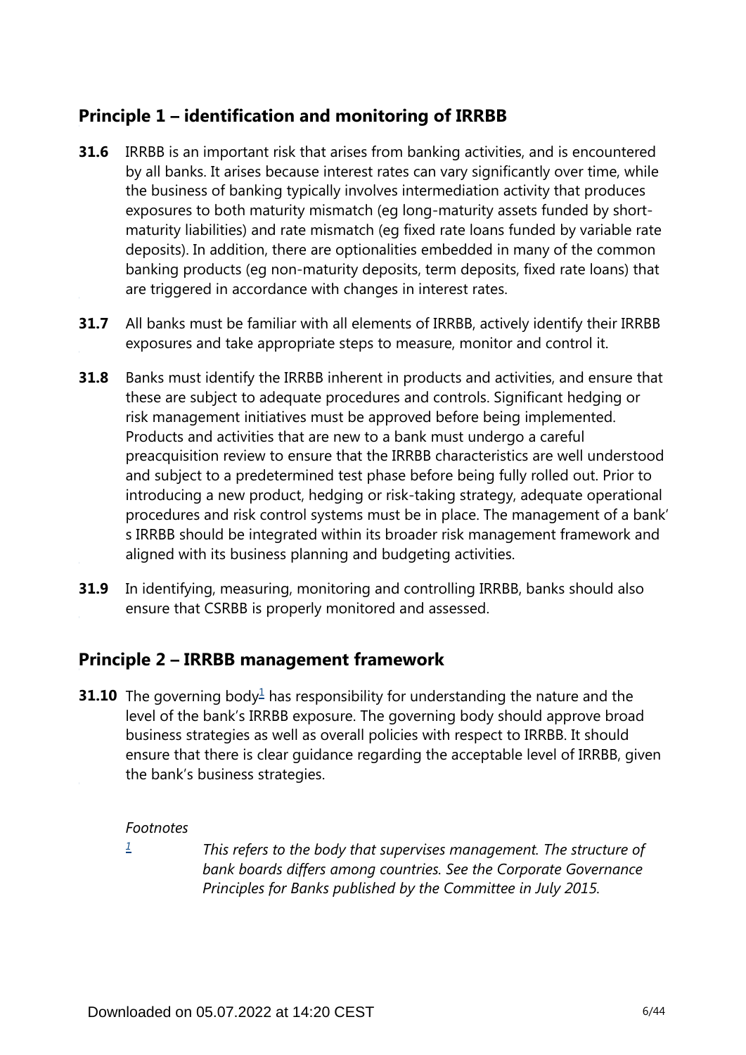## Principle 1 – identification and monitoring of IRRBB

**31.6** IRRBB is an important risk that arises from banking activities, and is encountered by all banks. It arises because interest rates can vary significantly over time, while the business of banking typically involves intermediation activity that produces exposures to both maturity mismatch (eg long-maturity assets funded by short-maturity liabilities) and rate mismatch (eg fixed rate loans funded by variable rate deposits). In addition, there are optionalities embedded in many of the common banking products (eg non-maturity deposits, term deposits, fixed rate loans) that are triggered in accordance with changes in interest rates.

**31.7** All banks must be familiar with all elements of IRRBB, actively identify their IRRBB exposures and take appropriate steps to measure, monitor and control it.

**31.8** Banks must identify the IRRBB inherent in products and activities, and ensure that these are subject to adequate procedures and controls. Significant hedging or risk management initiatives must be approved before being implemented. Products and activities that are new to a bank must undergo a careful preacquisition review to ensure that the IRRBB characteristics are well understood and subject to a predetermined test phase before being fully rolled out. Prior to introducing a new product, hedging or risk-taking strategy, adequate operational procedures and risk control systems must be in place. The management of a bank's IRRBB should be integrated within its broader risk management framework and aligned with its business planning and budgeting activities.

**31.9** In identifying, measuring, monitoring and controlling IRRBB, banks should also ensure that CSRBB is properly monitored and assessed.

## Principle 2 – IRRBB management framework

**31.10** The governing body[1] has responsibility for understanding the nature and the level of the bank's IRRBB exposure. The governing body should approve broad business strategies as well as overall policies with respect to IRRBB. It should ensure that there is clear guidance regarding the acceptable level of IRRBB, given the bank's business strategies.

*Footnotes*

[1] *This refers to the body that supervises management. The structure of bank boards differs among countries. See the Corporate Governance Principles for Banks published by the Committee in July 2015.*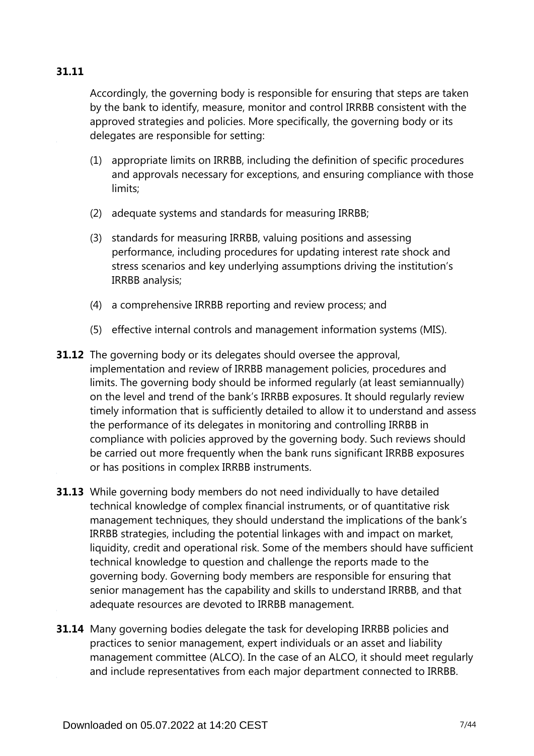**31.11**

Accordingly, the governing body is responsible for ensuring that steps are taken by the bank to identify, measure, monitor and control IRRBB consistent with the approved strategies and policies. More specifically, the governing body or its delegates are responsible for setting:

(1) appropriate limits on IRRBB, including the definition of specific procedures and approvals necessary for exceptions, and ensuring compliance with those limits;

(2) adequate systems and standards for measuring IRRBB;

(3) standards for measuring IRRBB, valuing positions and assessing performance, including procedures for updating interest rate shock and stress scenarios and key underlying assumptions driving the institution's IRRBB analysis;

(4) a comprehensive IRRBB reporting and review process; and

(5) effective internal controls and management information systems (MIS).

**31.12** The governing body or its delegates should oversee the approval, implementation and review of IRRBB management policies, procedures and limits. The governing body should be informed regularly (at least semiannually) on the level and trend of the bank's IRRBB exposures. It should regularly review timely information that is sufficiently detailed to allow it to understand and assess the performance of its delegates in monitoring and controlling IRRBB in compliance with policies approved by the governing body. Such reviews should be carried out more frequently when the bank runs significant IRRBB exposures or has positions in complex IRRBB instruments.

**31.13** While governing body members do not need individually to have detailed technical knowledge of complex financial instruments, or of quantitative risk management techniques, they should understand the implications of the bank's IRRBB strategies, including the potential linkages with and impact on market, liquidity, credit and operational risk. Some of the members should have sufficient technical knowledge to question and challenge the reports made to the governing body. Governing body members are responsible for ensuring that senior management has the capability and skills to understand IRRBB, and that adequate resources are devoted to IRRBB management.

**31.14** Many governing bodies delegate the task for developing IRRBB policies and practices to senior management, expert individuals or an asset and liability management committee (ALCO). In the case of an ALCO, it should meet regularly and include representatives from each major department connected to IRRBB.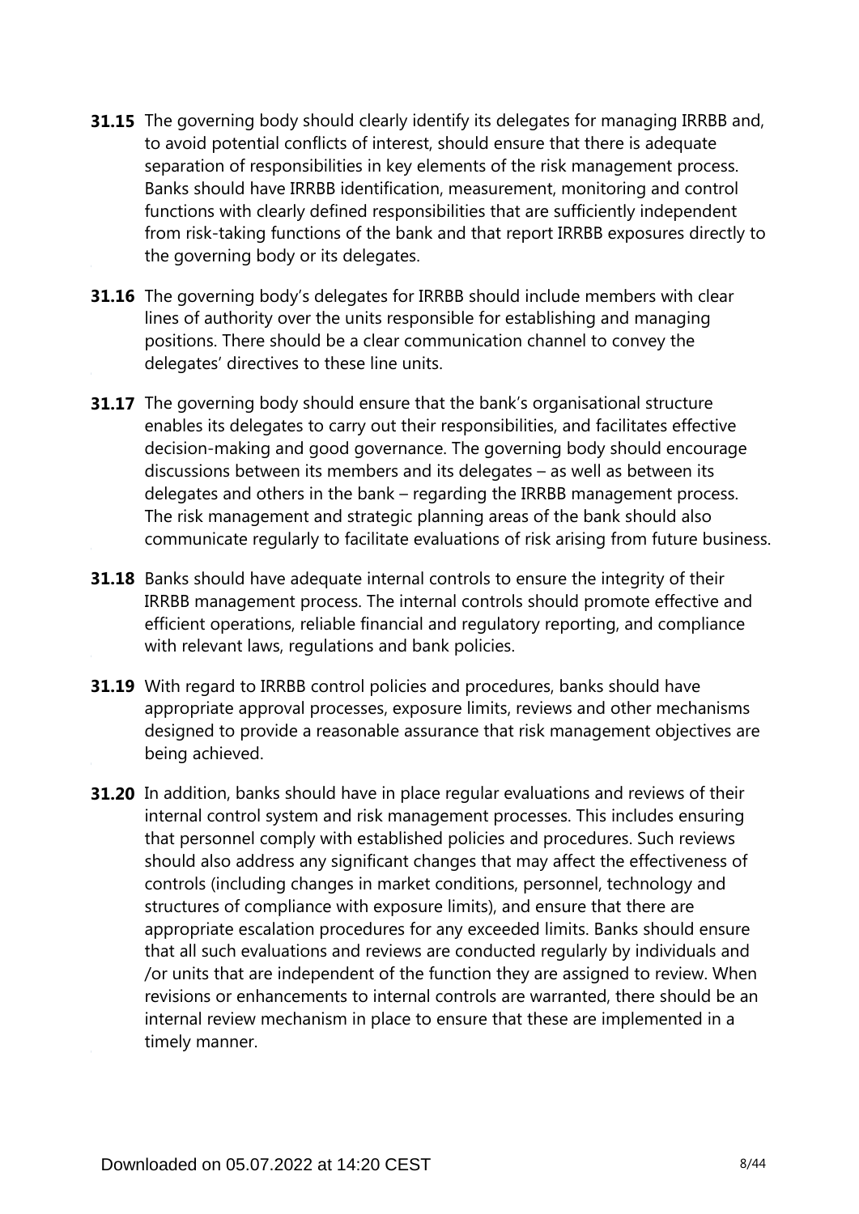**31.15** The governing body should clearly identify its delegates for managing IRRBB and, to avoid potential conflicts of interest, should ensure that there is adequate separation of responsibilities in key elements of the risk management process. Banks should have IRRBB identification, measurement, monitoring and control functions with clearly defined responsibilities that are sufficiently independent from risk-taking functions of the bank and that report IRRBB exposures directly to the governing body or its delegates.

**31.16** The governing body's delegates for IRRBB should include members with clear lines of authority over the units responsible for establishing and managing positions. There should be a clear communication channel to convey the delegates' directives to these line units.

**31.17** The governing body should ensure that the bank's organisational structure enables its delegates to carry out their responsibilities, and facilitates effective decision-making and good governance. The governing body should encourage discussions between its members and its delegates – as well as between its delegates and others in the bank – regarding the IRRBB management process. The risk management and strategic planning areas of the bank should also communicate regularly to facilitate evaluations of risk arising from future business.

**31.18** Banks should have adequate internal controls to ensure the integrity of their IRRBB management process. The internal controls should promote effective and efficient operations, reliable financial and regulatory reporting, and compliance with relevant laws, regulations and bank policies.

**31.19** With regard to IRRBB control policies and procedures, banks should have appropriate approval processes, exposure limits, reviews and other mechanisms designed to provide a reasonable assurance that risk management objectives are being achieved.

**31.20** In addition, banks should have in place regular evaluations and reviews of their internal control system and risk management processes. This includes ensuring that personnel comply with established policies and procedures. Such reviews should also address any significant changes that may affect the effectiveness of controls (including changes in market conditions, personnel, technology and structures of compliance with exposure limits), and ensure that there are appropriate escalation procedures for any exceeded limits. Banks should ensure that all such evaluations and reviews are conducted regularly by individuals and /or units that are independent of the function they are assigned to review. When revisions or enhancements to internal controls are warranted, there should be an internal review mechanism in place to ensure that these are implemented in a timely manner.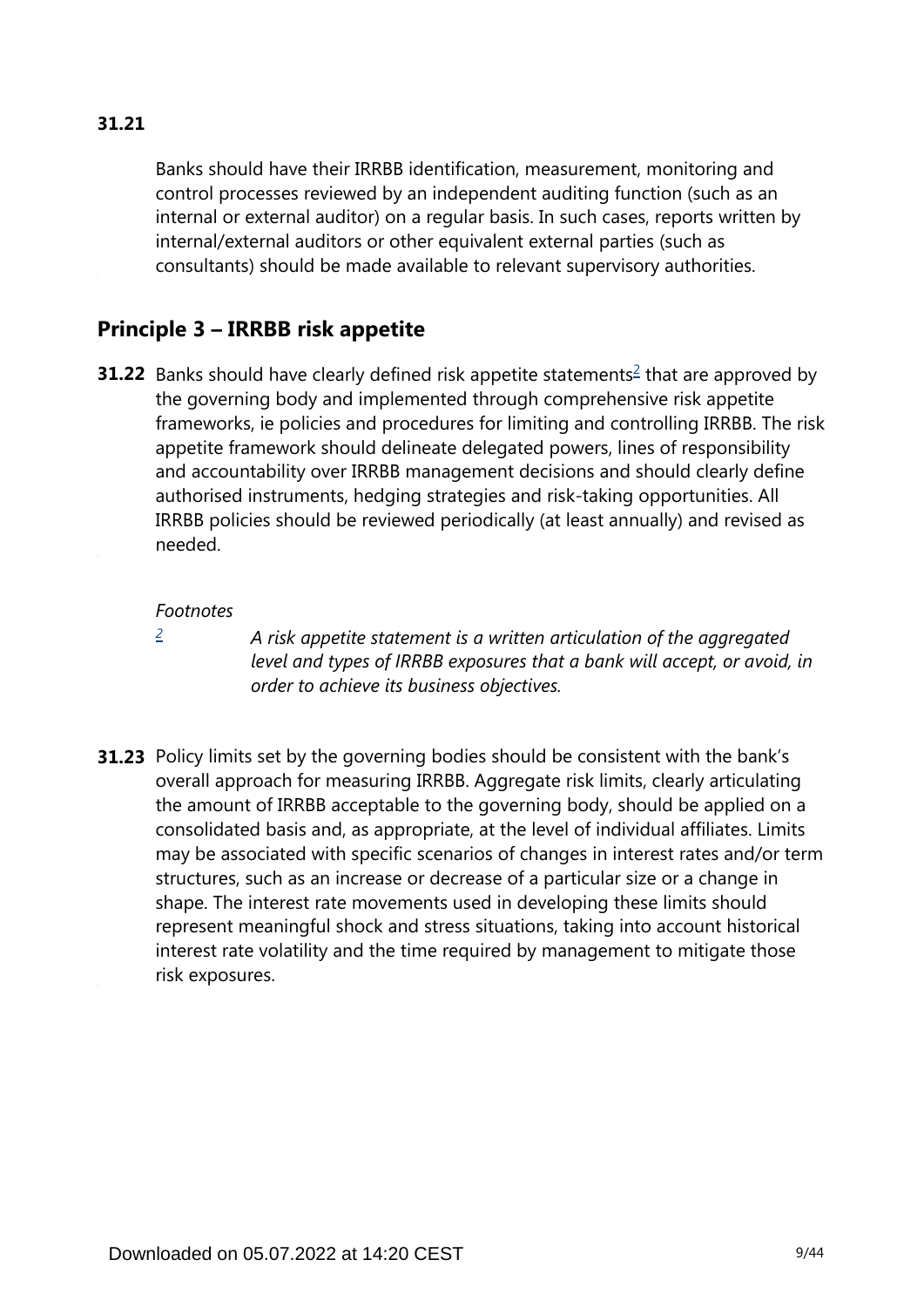**31.21**

Banks should have their IRRBB identification, measurement, monitoring and control processes reviewed by an independent auditing function (such as an internal or external auditor) on a regular basis. In such cases, reports written by internal/external auditors or other equivalent external parties (such as consultants) should be made available to relevant supervisory authorities.

## Principle 3 – IRRBB risk appetite

**31.22** Banks should have clearly defined risk appetite statements[2] that are approved by the governing body and implemented through comprehensive risk appetite frameworks, ie policies and procedures for limiting and controlling IRRBB. The risk appetite framework should delineate delegated powers, lines of responsibility and accountability over IRRBB management decisions and should clearly define authorised instruments, hedging strategies and risk-taking opportunities. All IRRBB policies should be reviewed periodically (at least annually) and revised as needed.

*Footnotes*

[2] *A risk appetite statement is a written articulation of the aggregated level and types of IRRBB exposures that a bank will accept, or avoid, in order to achieve its business objectives.*

**31.23** Policy limits set by the governing bodies should be consistent with the bank's overall approach for measuring IRRBB. Aggregate risk limits, clearly articulating the amount of IRRBB acceptable to the governing body, should be applied on a consolidated basis and, as appropriate, at the level of individual affiliates. Limits may be associated with specific scenarios of changes in interest rates and/or term structures, such as an increase or decrease of a particular size or a change in shape. The interest rate movements used in developing these limits should represent meaningful shock and stress situations, taking into account historical interest rate volatility and the time required by management to mitigate those risk exposures.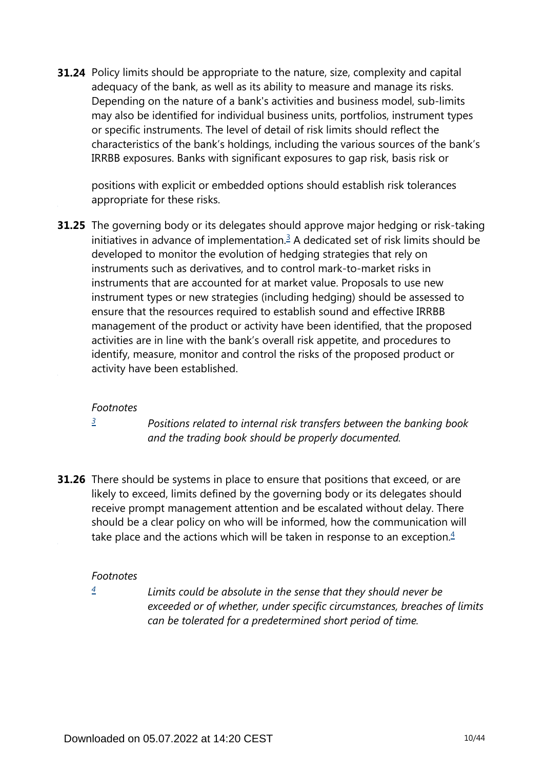**31.24** Policy limits should be appropriate to the nature, size, complexity and capital adequacy of the bank, as well as its ability to measure and manage its risks. Depending on the nature of a bank's activities and business model, sub-limits may also be identified for individual business units, portfolios, instrument types or specific instruments. The level of detail of risk limits should reflect the characteristics of the bank's holdings, including the various sources of the bank's IRRBB exposures. Banks with significant exposures to gap risk, basis risk or positions with explicit or embedded options should establish risk tolerances appropriate for these risks.

**31.25** The governing body or its delegates should approve major hedging or risk-taking initiatives in advance of implementation.[3] A dedicated set of risk limits should be developed to monitor the evolution of hedging strategies that rely on instruments such as derivatives, and to control mark-to-market risks in instruments that are accounted for at market value. Proposals to use new instrument types or new strategies (including hedging) should be assessed to ensure that the resources required to establish sound and effective IRRBB management of the product or activity have been identified, that the proposed activities are in line with the bank's overall risk appetite, and procedures to identify, measure, monitor and control the risks of the proposed product or activity have been established.

*Footnotes*

[3] *Positions related to internal risk transfers between the banking book and the trading book should be properly documented.*

**31.26** There should be systems in place to ensure that positions that exceed, or are likely to exceed, limits defined by the governing body or its delegates should receive prompt management attention and be escalated without delay. There should be a clear policy on who will be informed, how the communication will take place and the actions which will be taken in response to an exception.[4]

*Footnotes*

[4] *Limits could be absolute in the sense that they should never be exceeded or of whether, under specific circumstances, breaches of limits can be tolerated for a predetermined short period of time.*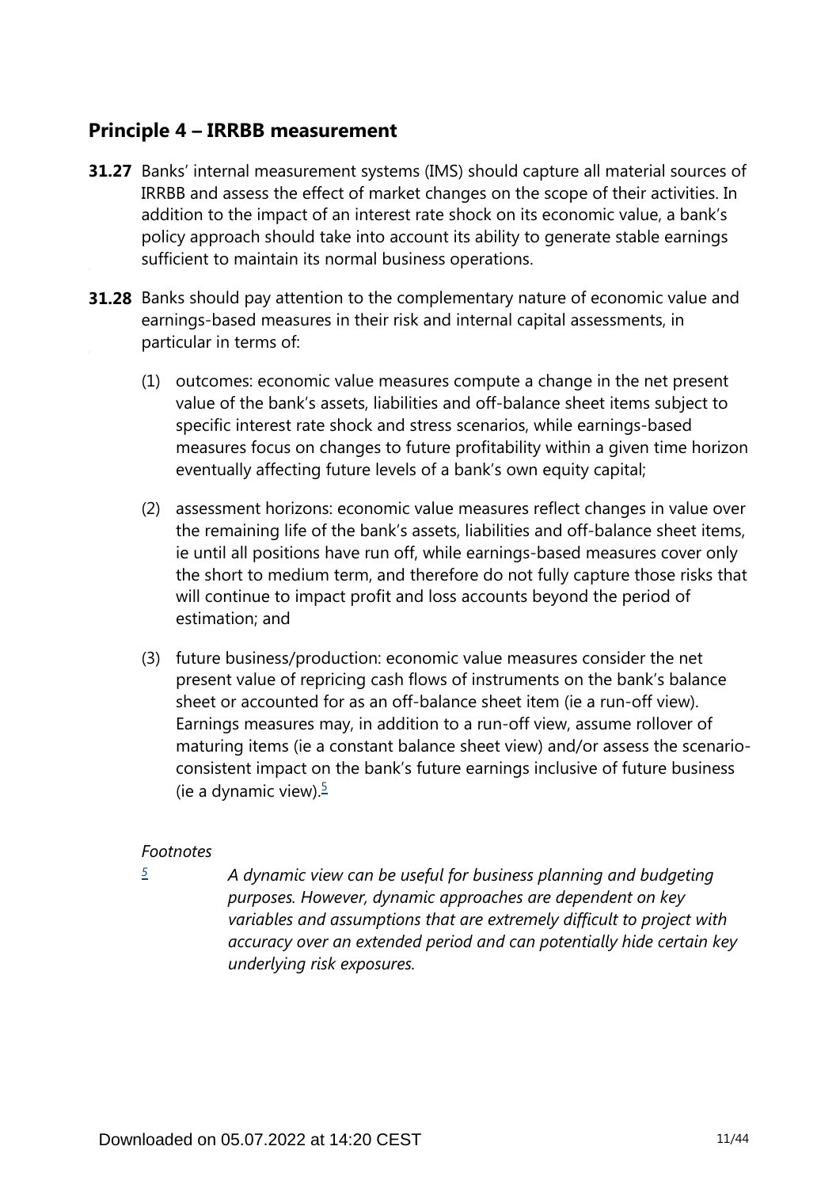## Principle 4 – IRRBB measurement

**31.27** Banks' internal measurement systems (IMS) should capture all material sources of IRRBB and assess the effect of market changes on the scope of their activities. In addition to the impact of an interest rate shock on its economic value, a bank's policy approach should take into account its ability to generate stable earnings sufficient to maintain its normal business operations.

**31.28** Banks should pay attention to the complementary nature of economic value and earnings-based measures in their risk and internal capital assessments, in particular in terms of:

(1) outcomes: economic value measures compute a change in the net present value of the bank's assets, liabilities and off-balance sheet items subject to specific interest rate shock and stress scenarios, while earnings-based measures focus on changes to future profitability within a given time horizon eventually affecting future levels of a bank's own equity capital;

(2) assessment horizons: economic value measures reflect changes in value over the remaining life of the bank's assets, liabilities and off-balance sheet items, ie until all positions have run off, while earnings-based measures cover only the short to medium term, and therefore do not fully capture those risks that will continue to impact profit and loss accounts beyond the period of estimation; and

(3) future business/production: economic value measures consider the net present value of repricing cash flows of instruments on the bank's balance sheet or accounted for as an off-balance sheet item (ie a run-off view). Earnings measures may, in addition to a run-off view, assume rollover of maturing items (ie a constant balance sheet view) and/or assess the scenario-consistent impact on the bank's future earnings inclusive of future business (ie a dynamic view).[5]

*Footnotes*

[5] *A dynamic view can be useful for business planning and budgeting purposes. However, dynamic approaches are dependent on key variables and assumptions that are extremely difficult to project with accuracy over an extended period and can potentially hide certain key underlying risk exposures.*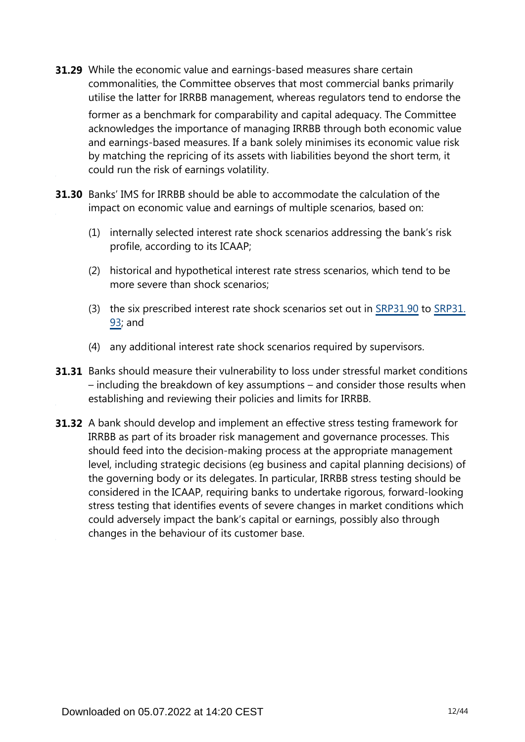**31.29** While the economic value and earnings-based measures share certain commonalities, the Committee observes that most commercial banks primarily utilise the latter for IRRBB management, whereas regulators tend to endorse the former as a benchmark for comparability and capital adequacy. The Committee acknowledges the importance of managing IRRBB through both economic value and earnings-based measures. If a bank solely minimises its economic value risk by matching the repricing of its assets with liabilities beyond the short term, it could run the risk of earnings volatility.

**31.30** Banks' IMS for IRRBB should be able to accommodate the calculation of the impact on economic value and earnings of multiple scenarios, based on:

(1) internally selected interest rate shock scenarios addressing the bank's risk profile, according to its ICAAP;

(2) historical and hypothetical interest rate stress scenarios, which tend to be more severe than shock scenarios;

(3) the six prescribed interest rate shock scenarios set out in SRP31.90 to SRP31.93; and

(4) any additional interest rate shock scenarios required by supervisors.

**31.31** Banks should measure their vulnerability to loss under stressful market conditions – including the breakdown of key assumptions – and consider those results when establishing and reviewing their policies and limits for IRRBB.

**31.32** A bank should develop and implement an effective stress testing framework for IRRBB as part of its broader risk management and governance processes. This should feed into the decision-making process at the appropriate management level, including strategic decisions (eg business and capital planning decisions) of the governing body or its delegates. In particular, IRRBB stress testing should be considered in the ICAAP, requiring banks to undertake rigorous, forward-looking stress testing that identifies events of severe changes in market conditions which could adversely impact the bank's capital or earnings, possibly also through changes in the behaviour of its customer base.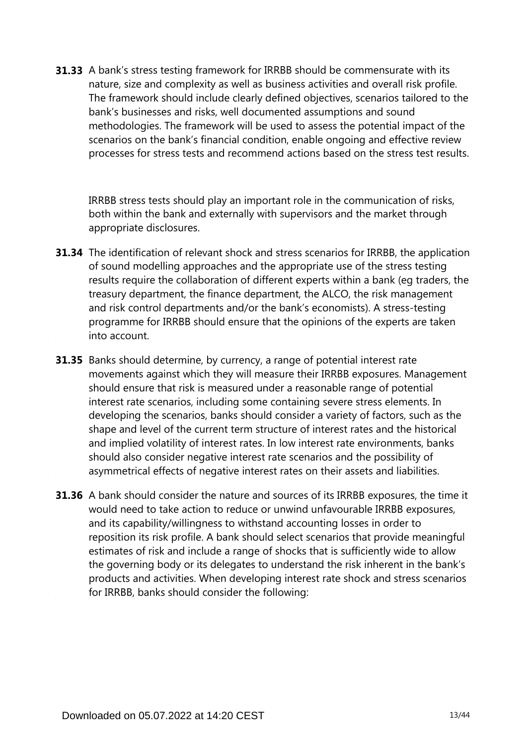**31.33** A bank's stress testing framework for IRRBB should be commensurate with its nature, size and complexity as well as business activities and overall risk profile. The framework should include clearly defined objectives, scenarios tailored to the bank's businesses and risks, well documented assumptions and sound methodologies. The framework will be used to assess the potential impact of the scenarios on the bank's financial condition, enable ongoing and effective review processes for stress tests and recommend actions based on the stress test results.

IRRBB stress tests should play an important role in the communication of risks, both within the bank and externally with supervisors and the market through appropriate disclosures.

**31.34** The identification of relevant shock and stress scenarios for IRRBB, the application of sound modelling approaches and the appropriate use of the stress testing results require the collaboration of different experts within a bank (eg traders, the treasury department, the finance department, the ALCO, the risk management and risk control departments and/or the bank's economists). A stress-testing programme for IRRBB should ensure that the opinions of the experts are taken into account.

**31.35** Banks should determine, by currency, a range of potential interest rate movements against which they will measure their IRRBB exposures. Management should ensure that risk is measured under a reasonable range of potential interest rate scenarios, including some containing severe stress elements. In developing the scenarios, banks should consider a variety of factors, such as the shape and level of the current term structure of interest rates and the historical and implied volatility of interest rates. In low interest rate environments, banks should also consider negative interest rate scenarios and the possibility of asymmetrical effects of negative interest rates on their assets and liabilities.

**31.36** A bank should consider the nature and sources of its IRRBB exposures, the time it would need to take action to reduce or unwind unfavourable IRRBB exposures, and its capability/willingness to withstand accounting losses in order to reposition its risk profile. A bank should select scenarios that provide meaningful estimates of risk and include a range of shocks that is sufficiently wide to allow the governing body or its delegates to understand the risk inherent in the bank's products and activities. When developing interest rate shock and stress scenarios for IRRBB, banks should consider the following: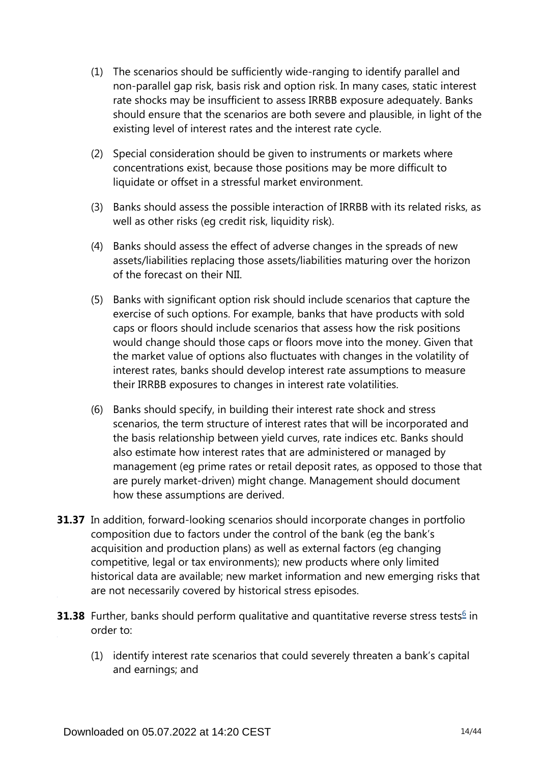(1) The scenarios should be sufficiently wide-ranging to identify parallel and non-parallel gap risk, basis risk and option risk. In many cases, static interest rate shocks may be insufficient to assess IRRBB exposure adequately. Banks should ensure that the scenarios are both severe and plausible, in light of the existing level of interest rates and the interest rate cycle.

(2) Special consideration should be given to instruments or markets where concentrations exist, because those positions may be more difficult to liquidate or offset in a stressful market environment.

(3) Banks should assess the possible interaction of IRRBB with its related risks, as well as other risks (eg credit risk, liquidity risk).

(4) Banks should assess the effect of adverse changes in the spreads of new assets/liabilities replacing those assets/liabilities maturing over the horizon of the forecast on their NII.

(5) Banks with significant option risk should include scenarios that capture the exercise of such options. For example, banks that have products with sold caps or floors should include scenarios that assess how the risk positions would change should those caps or floors move into the money. Given that the market value of options also fluctuates with changes in the volatility of interest rates, banks should develop interest rate assumptions to measure their IRRBB exposures to changes in interest rate volatilities.

(6) Banks should specify, in building their interest rate shock and stress scenarios, the term structure of interest rates that will be incorporated and the basis relationship between yield curves, rate indices etc. Banks should also estimate how interest rates that are administered or managed by management (eg prime rates or retail deposit rates, as opposed to those that are purely market-driven) might change. Management should document how these assumptions are derived.

**31.37** In addition, forward-looking scenarios should incorporate changes in portfolio composition due to factors under the control of the bank (eg the bank's acquisition and production plans) as well as external factors (eg changing competitive, legal or tax environments); new products where only limited historical data are available; new market information and new emerging risks that are not necessarily covered by historical stress episodes.

**31.38** Further, banks should perform qualitative and quantitative reverse stress tests[6] in order to:

(1) identify interest rate scenarios that could severely threaten a bank's capital and earnings; and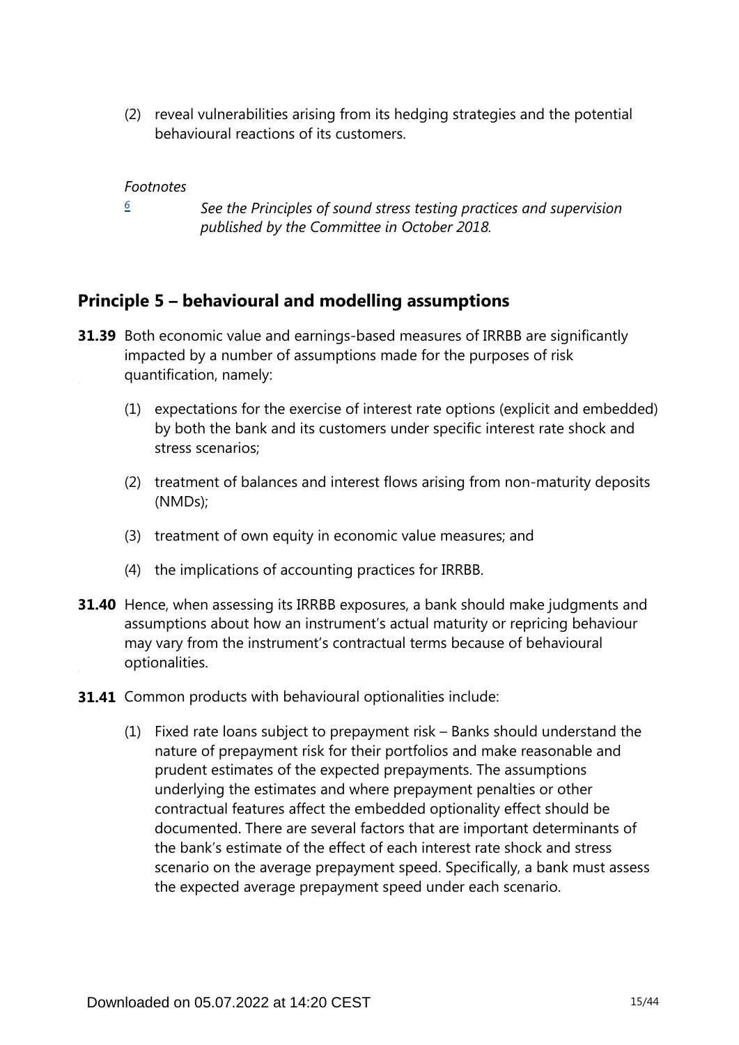(2) reveal vulnerabilities arising from its hedging strategies and the potential behavioural reactions of its customers.

*Footnotes*

[6] *See the Principles of sound stress testing practices and supervision published by the Committee in October 2018.*

## Principle 5 – behavioural and modelling assumptions

**31.39** Both economic value and earnings-based measures of IRRBB are significantly impacted by a number of assumptions made for the purposes of risk quantification, namely:

(1) expectations for the exercise of interest rate options (explicit and embedded) by both the bank and its customers under specific interest rate shock and stress scenarios;

(2) treatment of balances and interest flows arising from non-maturity deposits (NMDs);

(3) treatment of own equity in economic value measures; and

(4) the implications of accounting practices for IRRBB.

**31.40** Hence, when assessing its IRRBB exposures, a bank should make judgments and assumptions about how an instrument's actual maturity or repricing behaviour may vary from the instrument's contractual terms because of behavioural optionalities.

**31.41** Common products with behavioural optionalities include:

(1) Fixed rate loans subject to prepayment risk – Banks should understand the nature of prepayment risk for their portfolios and make reasonable and prudent estimates of the expected prepayments. The assumptions underlying the estimates and where prepayment penalties or other contractual features affect the embedded optionality effect should be documented. There are several factors that are important determinants of the bank's estimate of the effect of each interest rate shock and stress scenario on the average prepayment speed. Specifically, a bank must assess the expected average prepayment speed under each scenario.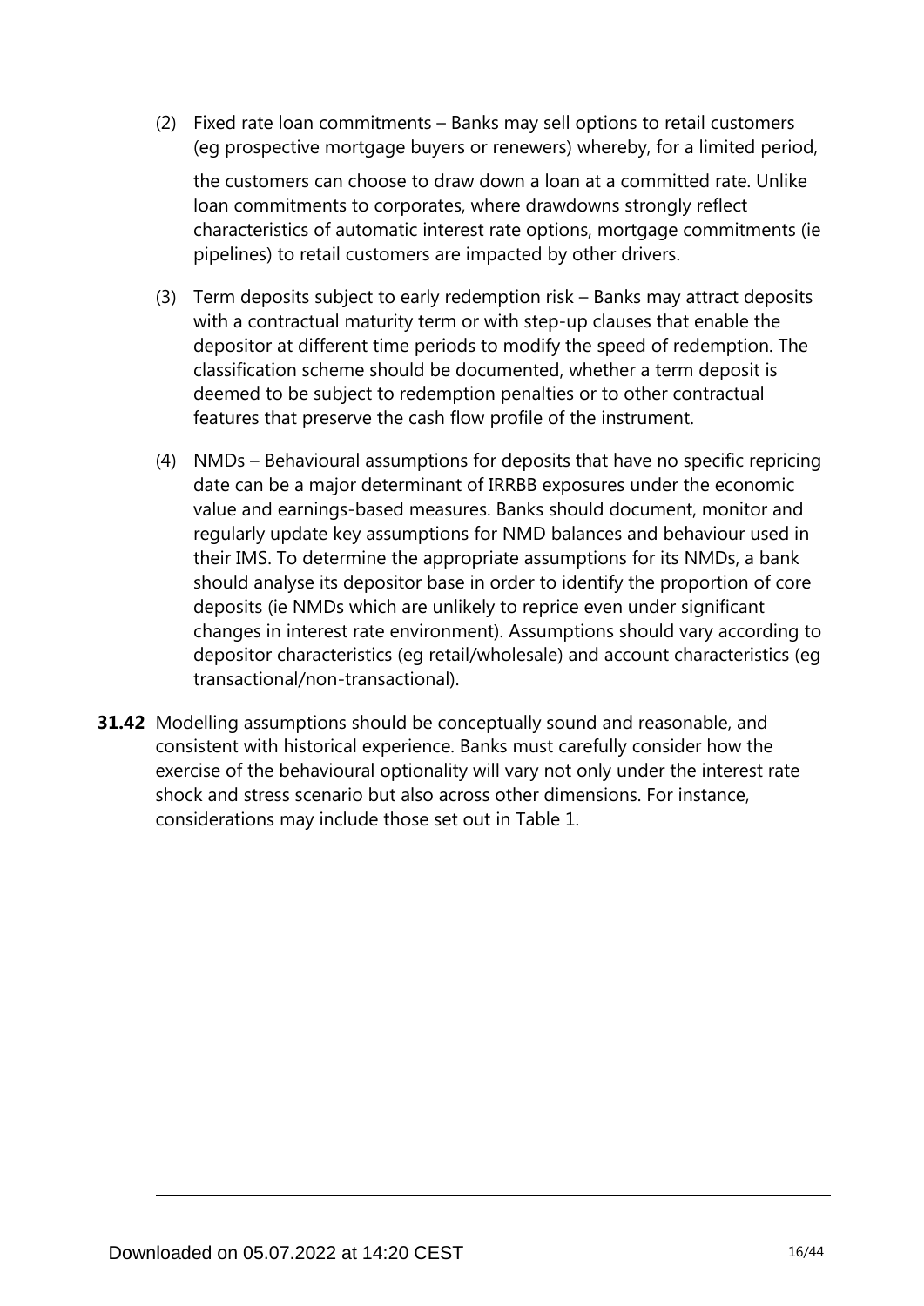(2) Fixed rate loan commitments – Banks may sell options to retail customers (eg prospective mortgage buyers or renewers) whereby, for a limited period, the customers can choose to draw down a loan at a committed rate. Unlike loan commitments to corporates, where drawdowns strongly reflect characteristics of automatic interest rate options, mortgage commitments (ie pipelines) to retail customers are impacted by other drivers.

(3) Term deposits subject to early redemption risk – Banks may attract deposits with a contractual maturity term or with step-up clauses that enable the depositor at different time periods to modify the speed of redemption. The classification scheme should be documented, whether a term deposit is deemed to be subject to redemption penalties or to other contractual features that preserve the cash flow profile of the instrument.

(4) NMDs – Behavioural assumptions for deposits that have no specific repricing date can be a major determinant of IRRBB exposures under the economic value and earnings-based measures. Banks should document, monitor and regularly update key assumptions for NMD balances and behaviour used in their IMS. To determine the appropriate assumptions for its NMDs, a bank should analyse its depositor base in order to identify the proportion of core deposits (ie NMDs which are unlikely to reprice even under significant changes in interest rate environment). Assumptions should vary according to depositor characteristics (eg retail/wholesale) and account characteristics (eg transactional/non-transactional).

**31.42** Modelling assumptions should be conceptually sound and reasonable, and consistent with historical experience. Banks must carefully consider how the exercise of the behavioural optionality will vary not only under the interest rate shock and stress scenario but also across other dimensions. For instance, considerations may include those set out in Table 1.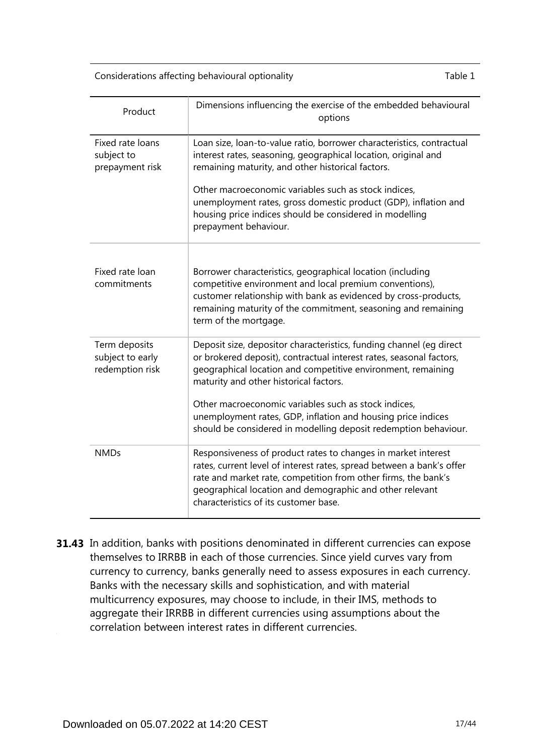Considerations affecting behavioural optionality — Table 1

| Product | Dimensions influencing the exercise of the embedded behavioural options |
|---|---|
| Fixed rate loans subject to prepayment risk | Loan size, loan-to-value ratio, borrower characteristics, contractual interest rates, seasoning, geographical location, original and remaining maturity, and other historical factors.<br><br>Other macroeconomic variables such as stock indices, unemployment rates, gross domestic product (GDP), inflation and housing price indices should be considered in modelling prepayment behaviour. |
| Fixed rate loan commitments | Borrower characteristics, geographical location (including competitive environment and local premium conventions), customer relationship with bank as evidenced by cross-products, remaining maturity of the commitment, seasoning and remaining term of the mortgage. |
| Term deposits subject to early redemption risk | Deposit size, depositor characteristics, funding channel (eg direct or brokered deposit), contractual interest rates, seasonal factors, geographical location and competitive environment, remaining maturity and other historical factors.<br><br>Other macroeconomic variables such as stock indices, unemployment rates, GDP, inflation and housing price indices should be considered in modelling deposit redemption behaviour. |
| NMDs | Responsiveness of product rates to changes in market interest rates, current level of interest rates, spread between a bank's offer rate and market rate, competition from other firms, the bank's geographical location and demographic and other relevant characteristics of its customer base. |

**31.43** In addition, banks with positions denominated in different currencies can expose themselves to IRRBB in each of those currencies. Since yield curves vary from currency to currency, banks generally need to assess exposures in each currency. Banks with the necessary skills and sophistication, and with material multicurrency exposures, may choose to include, in their IMS, methods to aggregate their IRRBB in different currencies using assumptions about the correlation between interest rates in different currencies.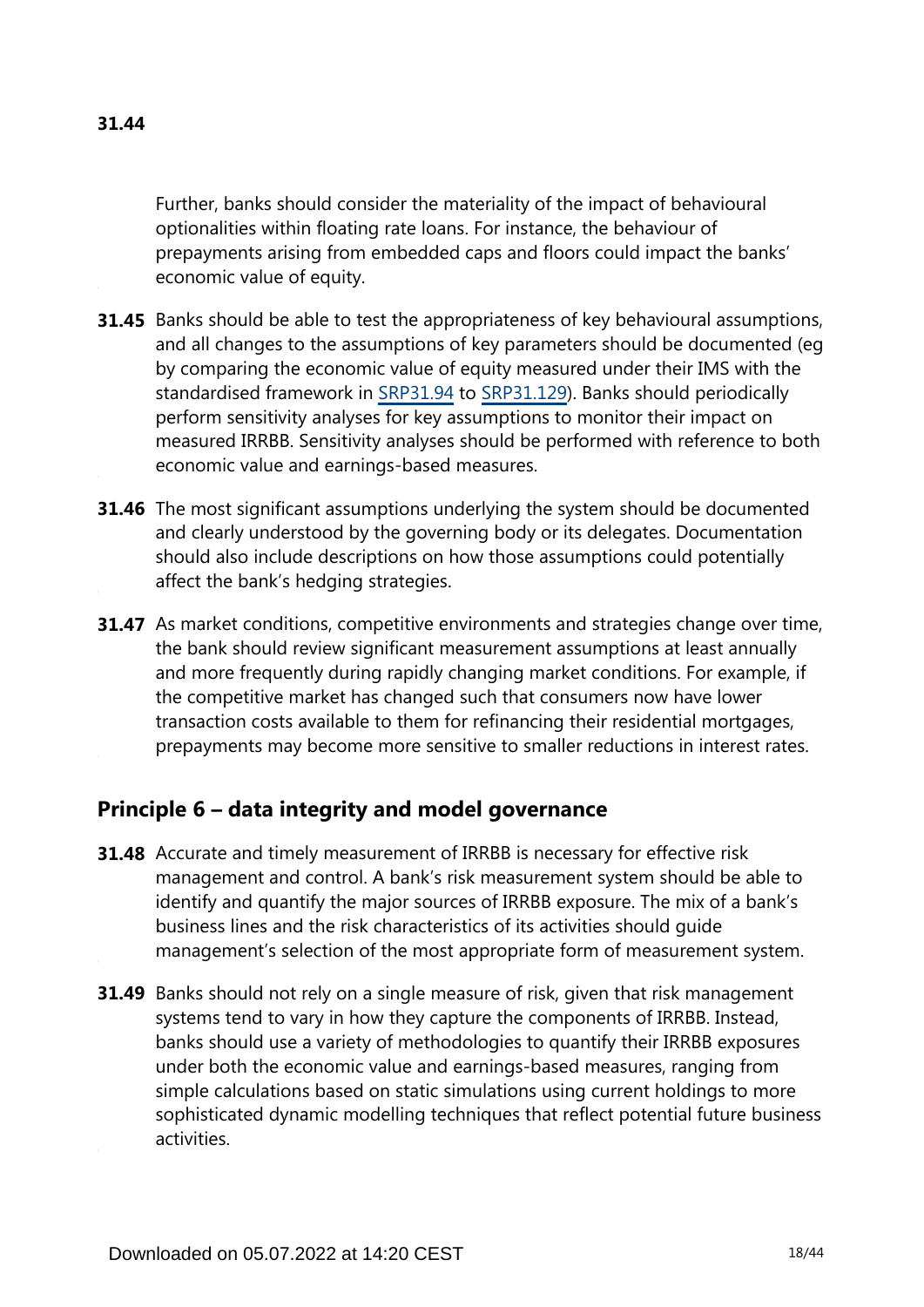**31.44**

Further, banks should consider the materiality of the impact of behavioural optionalities within floating rate loans. For instance, the behaviour of prepayments arising from embedded caps and floors could impact the banks' economic value of equity.

**31.45** Banks should be able to test the appropriateness of key behavioural assumptions, and all changes to the assumptions of key parameters should be documented (eg by comparing the economic value of equity measured under their IMS with the standardised framework in SRP31.94 to SRP31.129). Banks should periodically perform sensitivity analyses for key assumptions to monitor their impact on measured IRRBB. Sensitivity analyses should be performed with reference to both economic value and earnings-based measures.

**31.46** The most significant assumptions underlying the system should be documented and clearly understood by the governing body or its delegates. Documentation should also include descriptions on how those assumptions could potentially affect the bank's hedging strategies.

**31.47** As market conditions, competitive environments and strategies change over time, the bank should review significant measurement assumptions at least annually and more frequently during rapidly changing market conditions. For example, if the competitive market has changed such that consumers now have lower transaction costs available to them for refinancing their residential mortgages, prepayments may become more sensitive to smaller reductions in interest rates.

## Principle 6 – data integrity and model governance

**31.48** Accurate and timely measurement of IRRBB is necessary for effective risk management and control. A bank's risk measurement system should be able to identify and quantify the major sources of IRRBB exposure. The mix of a bank's business lines and the risk characteristics of its activities should guide management's selection of the most appropriate form of measurement system.

**31.49** Banks should not rely on a single measure of risk, given that risk management systems tend to vary in how they capture the components of IRRBB. Instead, banks should use a variety of methodologies to quantify their IRRBB exposures under both the economic value and earnings-based measures, ranging from simple calculations based on static simulations using current holdings to more sophisticated dynamic modelling techniques that reflect potential future business activities.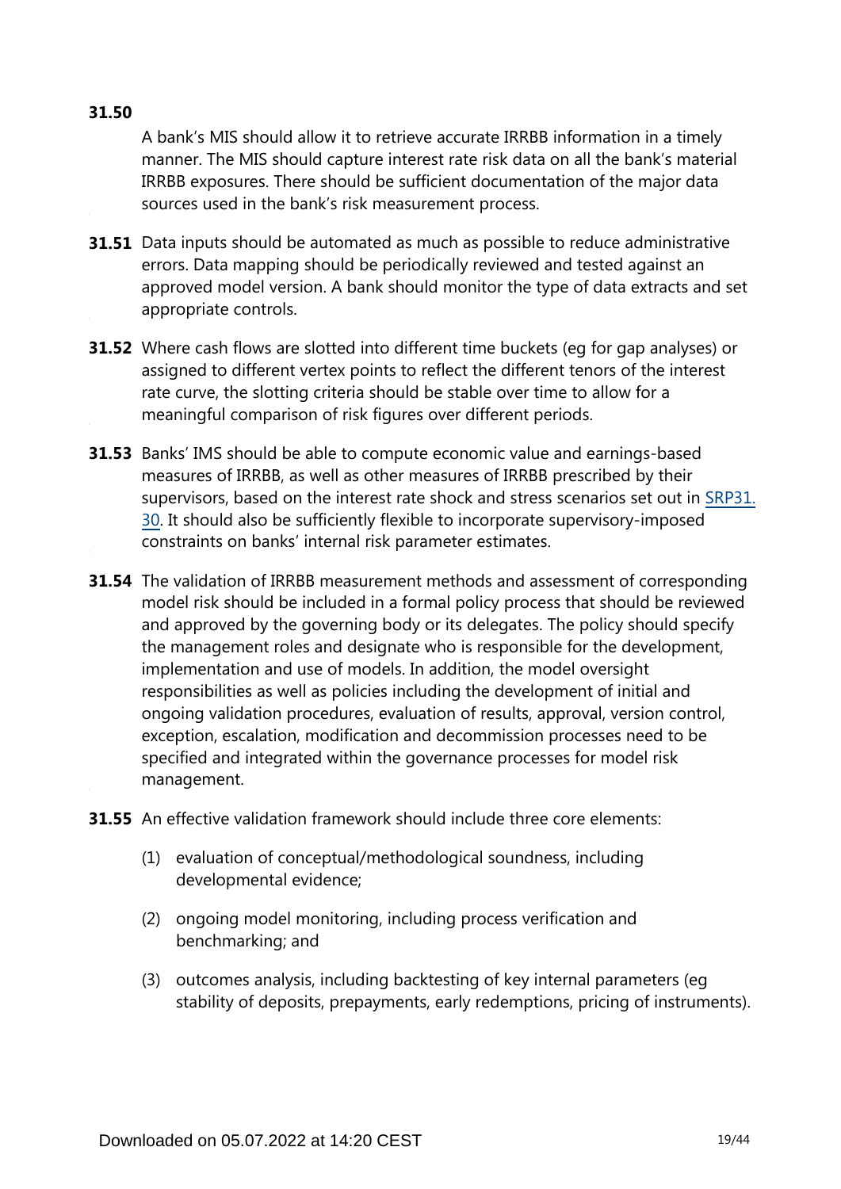**31.50** A bank's MIS should allow it to retrieve accurate IRRBB information in a timely manner. The MIS should capture interest rate risk data on all the bank's material IRRBB exposures. There should be sufficient documentation of the major data sources used in the bank's risk measurement process.

**31.51** Data inputs should be automated as much as possible to reduce administrative errors. Data mapping should be periodically reviewed and tested against an approved model version. A bank should monitor the type of data extracts and set appropriate controls.

**31.52** Where cash flows are slotted into different time buckets (eg for gap analyses) or assigned to different vertex points to reflect the different tenors of the interest rate curve, the slotting criteria should be stable over time to allow for a meaningful comparison of risk figures over different periods.

**31.53** Banks' IMS should be able to compute economic value and earnings-based measures of IRRBB, as well as other measures of IRRBB prescribed by their supervisors, based on the interest rate shock and stress scenarios set out in SRP31.30. It should also be sufficiently flexible to incorporate supervisory-imposed constraints on banks' internal risk parameter estimates.

**31.54** The validation of IRRBB measurement methods and assessment of corresponding model risk should be included in a formal policy process that should be reviewed and approved by the governing body or its delegates. The policy should specify the management roles and designate who is responsible for the development, implementation and use of models. In addition, the model oversight responsibilities as well as policies including the development of initial and ongoing validation procedures, evaluation of results, approval, version control, exception, escalation, modification and decommission processes need to be specified and integrated within the governance processes for model risk management.

**31.55** An effective validation framework should include three core elements:

(1) evaluation of conceptual/methodological soundness, including developmental evidence;

(2) ongoing model monitoring, including process verification and benchmarking; and

(3) outcomes analysis, including backtesting of key internal parameters (eg stability of deposits, prepayments, early redemptions, pricing of instruments).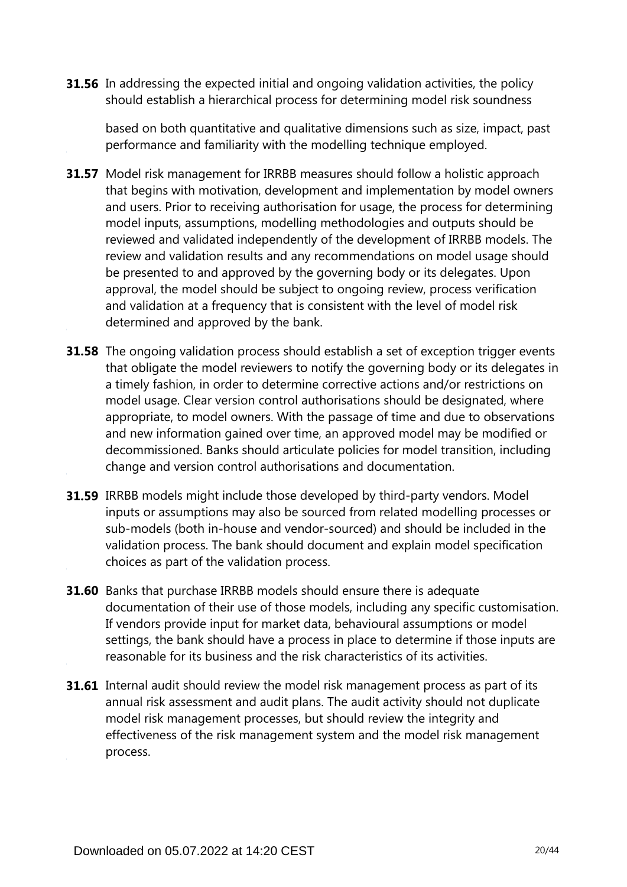**31.56** In addressing the expected initial and ongoing validation activities, the policy should establish a hierarchical process for determining model risk soundness based on both quantitative and qualitative dimensions such as size, impact, past performance and familiarity with the modelling technique employed.

**31.57** Model risk management for IRRBB measures should follow a holistic approach that begins with motivation, development and implementation by model owners and users. Prior to receiving authorisation for usage, the process for determining model inputs, assumptions, modelling methodologies and outputs should be reviewed and validated independently of the development of IRRBB models. The review and validation results and any recommendations on model usage should be presented to and approved by the governing body or its delegates. Upon approval, the model should be subject to ongoing review, process verification and validation at a frequency that is consistent with the level of model risk determined and approved by the bank.

**31.58** The ongoing validation process should establish a set of exception trigger events that obligate the model reviewers to notify the governing body or its delegates in a timely fashion, in order to determine corrective actions and/or restrictions on model usage. Clear version control authorisations should be designated, where appropriate, to model owners. With the passage of time and due to observations and new information gained over time, an approved model may be modified or decommissioned. Banks should articulate policies for model transition, including change and version control authorisations and documentation.

**31.59** IRRBB models might include those developed by third-party vendors. Model inputs or assumptions may also be sourced from related modelling processes or sub-models (both in-house and vendor-sourced) and should be included in the validation process. The bank should document and explain model specification choices as part of the validation process.

**31.60** Banks that purchase IRRBB models should ensure there is adequate documentation of their use of those models, including any specific customisation. If vendors provide input for market data, behavioural assumptions or model settings, the bank should have a process in place to determine if those inputs are reasonable for its business and the risk characteristics of its activities.

**31.61** Internal audit should review the model risk management process as part of its annual risk assessment and audit plans. The audit activity should not duplicate model risk management processes, but should review the integrity and effectiveness of the risk management system and the model risk management process.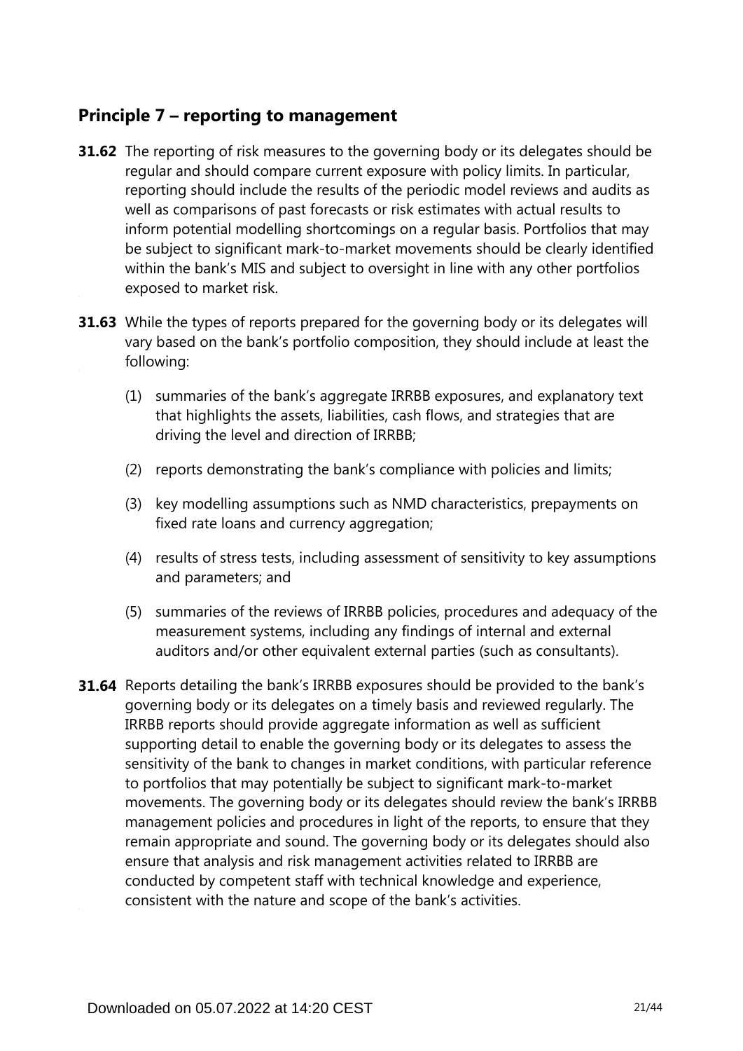## Principle 7 – reporting to management

**31.62** The reporting of risk measures to the governing body or its delegates should be regular and should compare current exposure with policy limits. In particular, reporting should include the results of the periodic model reviews and audits as well as comparisons of past forecasts or risk estimates with actual results to inform potential modelling shortcomings on a regular basis. Portfolios that may be subject to significant mark-to-market movements should be clearly identified within the bank's MIS and subject to oversight in line with any other portfolios exposed to market risk.

**31.63** While the types of reports prepared for the governing body or its delegates will vary based on the bank's portfolio composition, they should include at least the following:

(1) summaries of the bank's aggregate IRRBB exposures, and explanatory text that highlights the assets, liabilities, cash flows, and strategies that are driving the level and direction of IRRBB;

(2) reports demonstrating the bank's compliance with policies and limits;

(3) key modelling assumptions such as NMD characteristics, prepayments on fixed rate loans and currency aggregation;

(4) results of stress tests, including assessment of sensitivity to key assumptions and parameters; and

(5) summaries of the reviews of IRRBB policies, procedures and adequacy of the measurement systems, including any findings of internal and external auditors and/or other equivalent external parties (such as consultants).

**31.64** Reports detailing the bank's IRRBB exposures should be provided to the bank's governing body or its delegates on a timely basis and reviewed regularly. The IRRBB reports should provide aggregate information as well as sufficient supporting detail to enable the governing body or its delegates to assess the sensitivity of the bank to changes in market conditions, with particular reference to portfolios that may potentially be subject to significant mark-to-market movements. The governing body or its delegates should review the bank's IRRBB management policies and procedures in light of the reports, to ensure that they remain appropriate and sound. The governing body or its delegates should also ensure that analysis and risk management activities related to IRRBB are conducted by competent staff with technical knowledge and experience, consistent with the nature and scope of the bank's activities.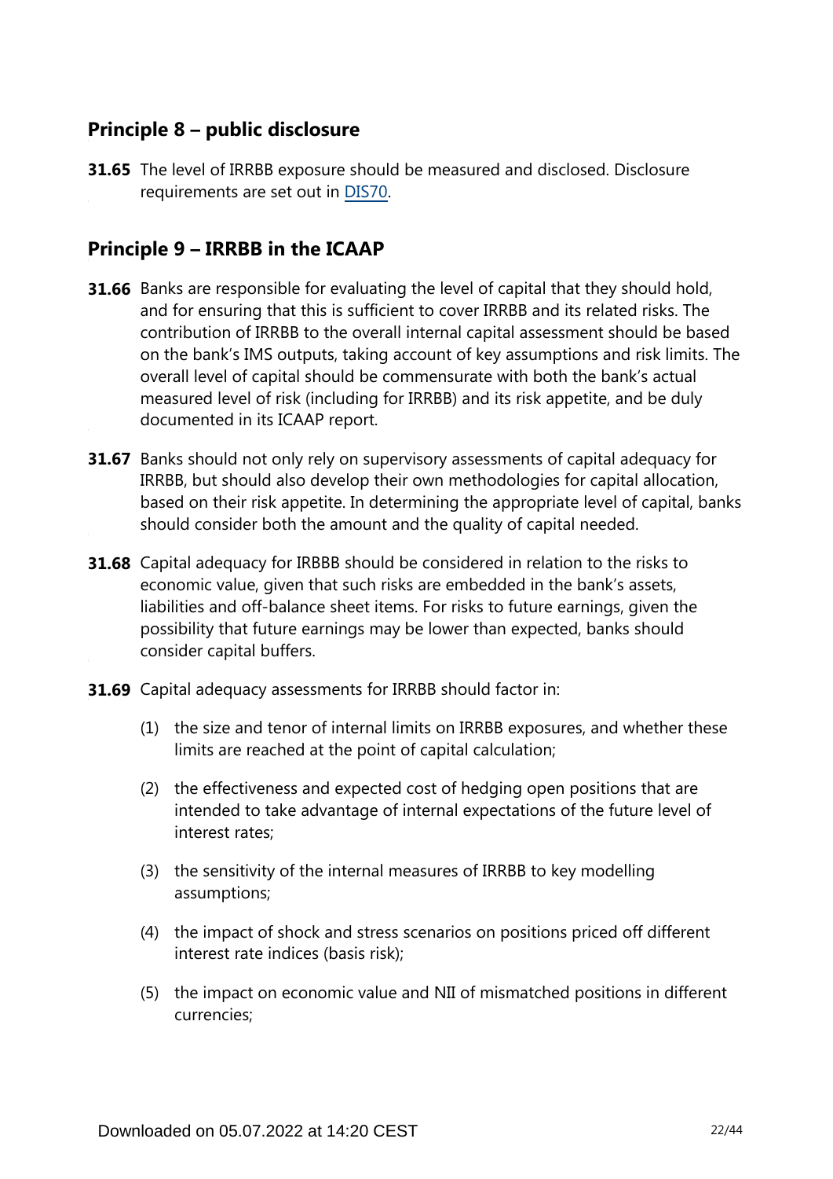## Principle 8 – public disclosure

**31.65** The level of IRRBB exposure should be measured and disclosed. Disclosure requirements are set out in DIS70.

## Principle 9 – IRRBB in the ICAAP

**31.66** Banks are responsible for evaluating the level of capital that they should hold, and for ensuring that this is sufficient to cover IRRBB and its related risks. The contribution of IRRBB to the overall internal capital assessment should be based on the bank's IMS outputs, taking account of key assumptions and risk limits. The overall level of capital should be commensurate with both the bank's actual measured level of risk (including for IRRBB) and its risk appetite, and be duly documented in its ICAAP report.

**31.67** Banks should not only rely on supervisory assessments of capital adequacy for IRRBB, but should also develop their own methodologies for capital allocation, based on their risk appetite. In determining the appropriate level of capital, banks should consider both the amount and the quality of capital needed.

**31.68** Capital adequacy for IRBBB should be considered in relation to the risks to economic value, given that such risks are embedded in the bank's assets, liabilities and off-balance sheet items. For risks to future earnings, given the possibility that future earnings may be lower than expected, banks should consider capital buffers.

**31.69** Capital adequacy assessments for IRRBB should factor in:

(1) the size and tenor of internal limits on IRRBB exposures, and whether these limits are reached at the point of capital calculation;

(2) the effectiveness and expected cost of hedging open positions that are intended to take advantage of internal expectations of the future level of interest rates;

(3) the sensitivity of the internal measures of IRRBB to key modelling assumptions;

(4) the impact of shock and stress scenarios on positions priced off different interest rate indices (basis risk);

(5) the impact on economic value and NII of mismatched positions in different currencies;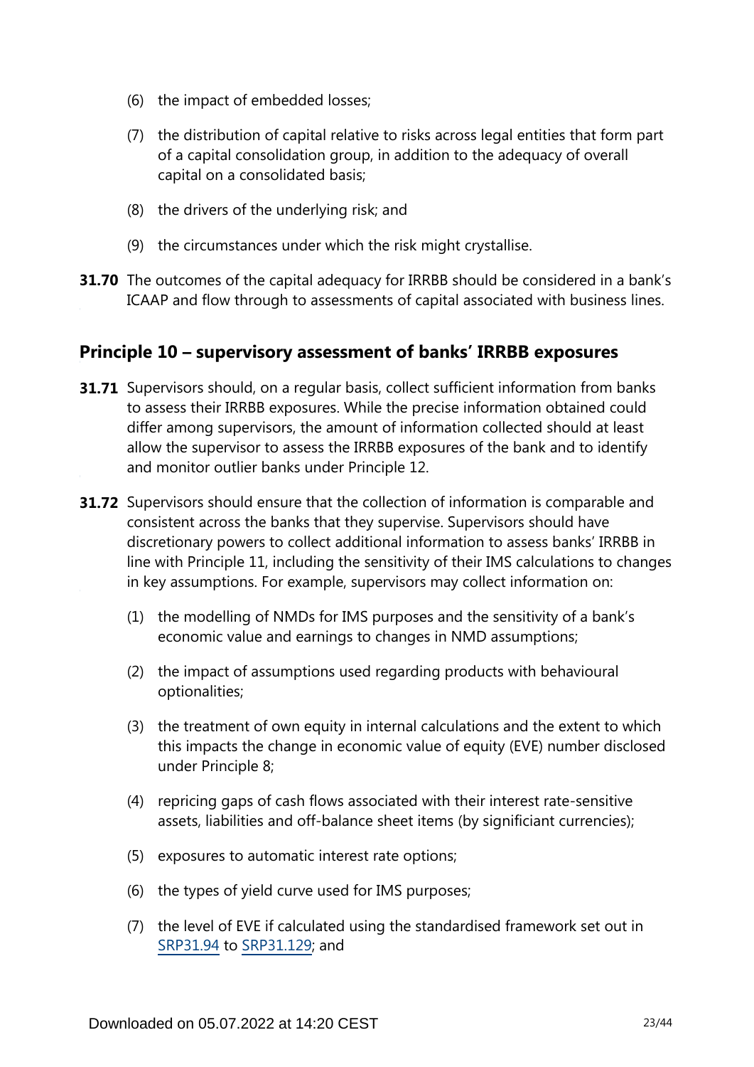(6) the impact of embedded losses;

(7) the distribution of capital relative to risks across legal entities that form part of a capital consolidation group, in addition to the adequacy of overall capital on a consolidated basis;

(8) the drivers of the underlying risk; and

(9) the circumstances under which the risk might crystallise.

**31.70** The outcomes of the capital adequacy for IRRBB should be considered in a bank's ICAAP and flow through to assessments of capital associated with business lines.

## Principle 10 – supervisory assessment of banks' IRRBB exposures

**31.71** Supervisors should, on a regular basis, collect sufficient information from banks to assess their IRRBB exposures. While the precise information obtained could differ among supervisors, the amount of information collected should at least allow the supervisor to assess the IRRBB exposures of the bank and to identify and monitor outlier banks under Principle 12.

**31.72** Supervisors should ensure that the collection of information is comparable and consistent across the banks that they supervise. Supervisors should have discretionary powers to collect additional information to assess banks' IRRBB in line with Principle 11, including the sensitivity of their IMS calculations to changes in key assumptions. For example, supervisors may collect information on:

(1) the modelling of NMDs for IMS purposes and the sensitivity of a bank's economic value and earnings to changes in NMD assumptions;

(2) the impact of assumptions used regarding products with behavioural optionalities;

(3) the treatment of own equity in internal calculations and the extent to which this impacts the change in economic value of equity (EVE) number disclosed under Principle 8;

(4) repricing gaps of cash flows associated with their interest rate-sensitive assets, liabilities and off-balance sheet items (by significiant currencies);

(5) exposures to automatic interest rate options;

(6) the types of yield curve used for IMS purposes;

(7) the level of EVE if calculated using the standardised framework set out in SRP31.94 to SRP31.129; and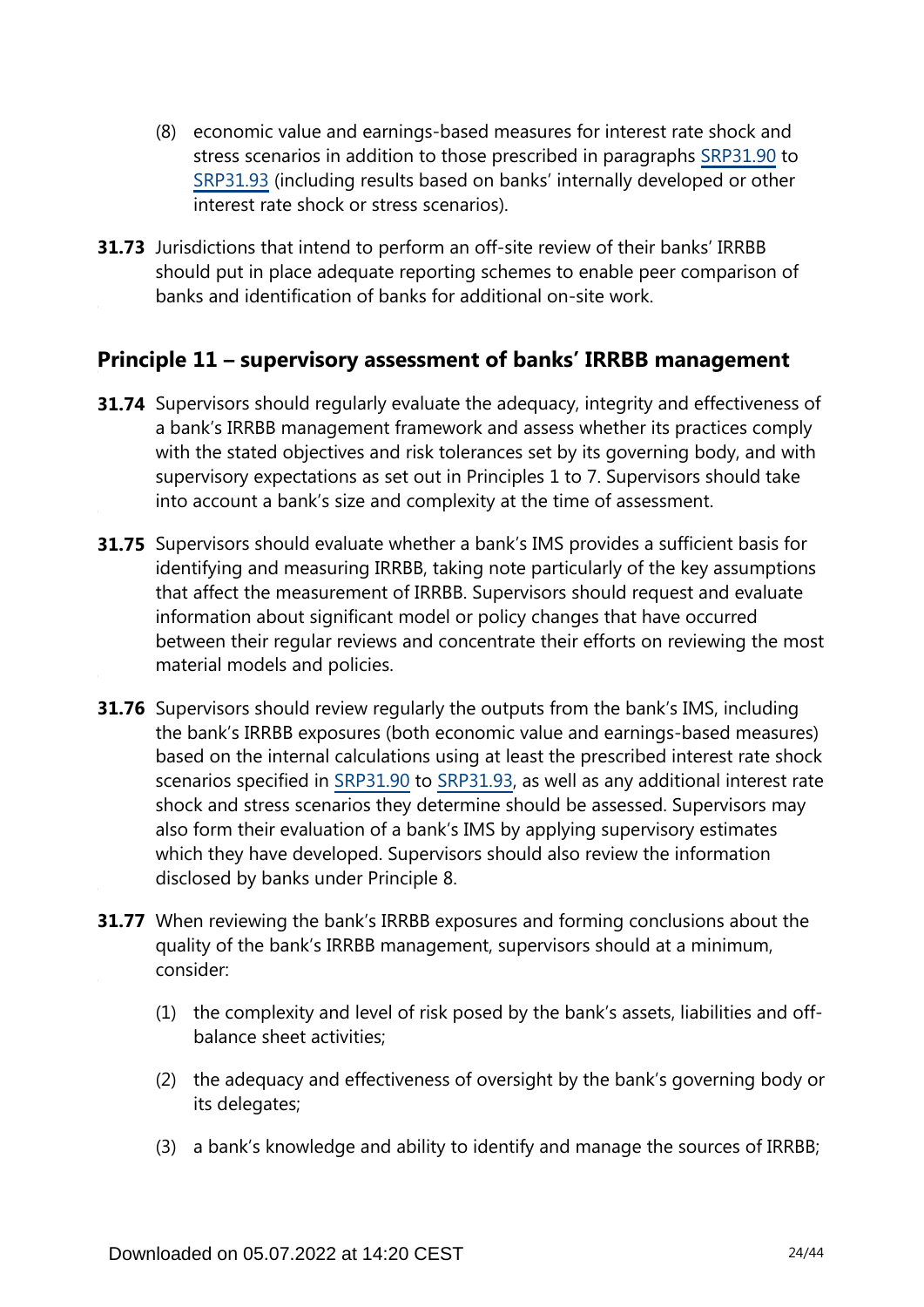(8) economic value and earnings-based measures for interest rate shock and stress scenarios in addition to those prescribed in paragraphs SRP31.90 to SRP31.93 (including results based on banks' internally developed or other interest rate shock or stress scenarios).

**31.73** Jurisdictions that intend to perform an off-site review of their banks' IRRBB should put in place adequate reporting schemes to enable peer comparison of banks and identification of banks for additional on-site work.

## Principle 11 – supervisory assessment of banks' IRRBB management

**31.74** Supervisors should regularly evaluate the adequacy, integrity and effectiveness of a bank's IRRBB management framework and assess whether its practices comply with the stated objectives and risk tolerances set by its governing body, and with supervisory expectations as set out in Principles 1 to 7. Supervisors should take into account a bank's size and complexity at the time of assessment.

**31.75** Supervisors should evaluate whether a bank's IMS provides a sufficient basis for identifying and measuring IRRBB, taking note particularly of the key assumptions that affect the measurement of IRRBB. Supervisors should request and evaluate information about significant model or policy changes that have occurred between their regular reviews and concentrate their efforts on reviewing the most material models and policies.

**31.76** Supervisors should review regularly the outputs from the bank's IMS, including the bank's IRRBB exposures (both economic value and earnings-based measures) based on the internal calculations using at least the prescribed interest rate shock scenarios specified in SRP31.90 to SRP31.93, as well as any additional interest rate shock and stress scenarios they determine should be assessed. Supervisors may also form their evaluation of a bank's IMS by applying supervisory estimates which they have developed. Supervisors should also review the information disclosed by banks under Principle 8.

**31.77** When reviewing the bank's IRRBB exposures and forming conclusions about the quality of the bank's IRRBB management, supervisors should at a minimum, consider:

(1) the complexity and level of risk posed by the bank's assets, liabilities and off-balance sheet activities;

(2) the adequacy and effectiveness of oversight by the bank's governing body or its delegates;

(3) a bank's knowledge and ability to identify and manage the sources of IRRBB;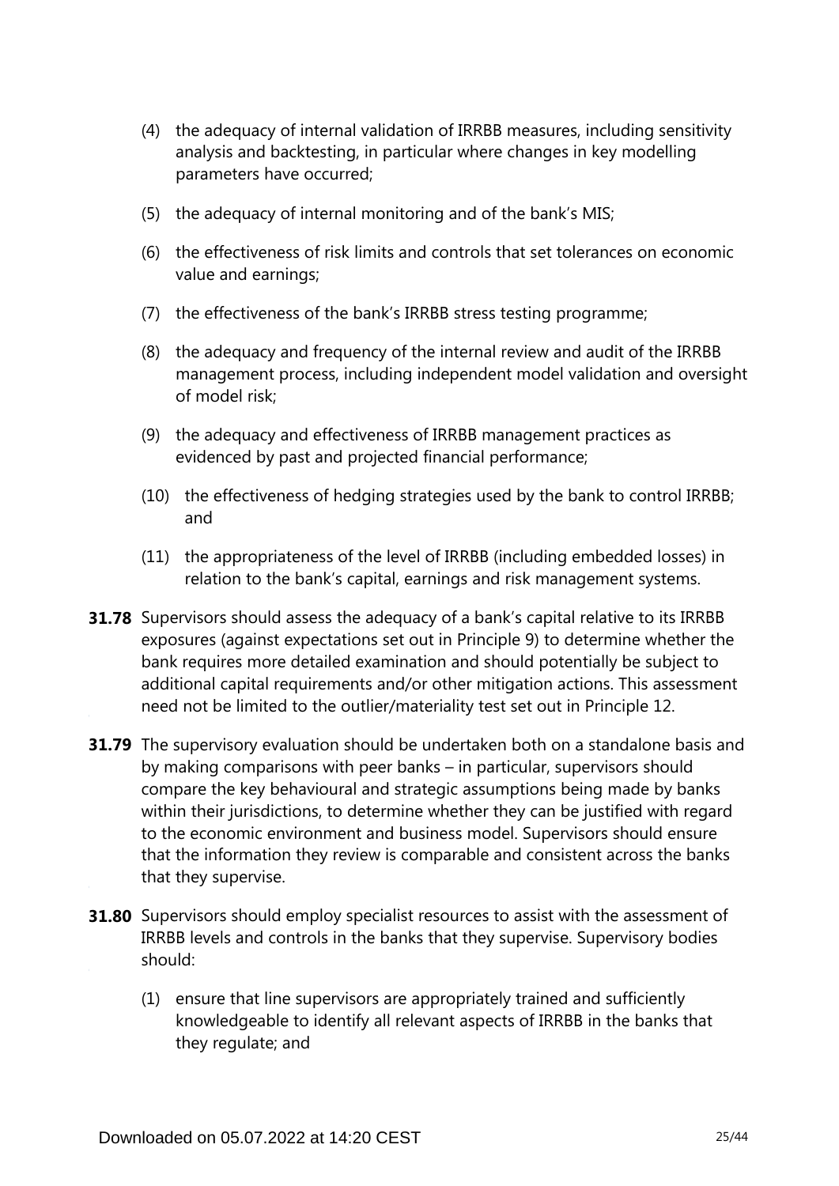(4) the adequacy of internal validation of IRRBB measures, including sensitivity analysis and backtesting, in particular where changes in key modelling parameters have occurred;

(5) the adequacy of internal monitoring and of the bank's MIS;

(6) the effectiveness of risk limits and controls that set tolerances on economic value and earnings;

(7) the effectiveness of the bank's IRRBB stress testing programme;

(8) the adequacy and frequency of the internal review and audit of the IRRBB management process, including independent model validation and oversight of model risk;

(9) the adequacy and effectiveness of IRRBB management practices as evidenced by past and projected financial performance;

(10) the effectiveness of hedging strategies used by the bank to control IRRBB; and

(11) the appropriateness of the level of IRRBB (including embedded losses) in relation to the bank's capital, earnings and risk management systems.

**31.78** Supervisors should assess the adequacy of a bank's capital relative to its IRRBB exposures (against expectations set out in Principle 9) to determine whether the bank requires more detailed examination and should potentially be subject to additional capital requirements and/or other mitigation actions. This assessment need not be limited to the outlier/materiality test set out in Principle 12.

**31.79** The supervisory evaluation should be undertaken both on a standalone basis and by making comparisons with peer banks – in particular, supervisors should compare the key behavioural and strategic assumptions being made by banks within their jurisdictions, to determine whether they can be justified with regard to the economic environment and business model. Supervisors should ensure that the information they review is comparable and consistent across the banks that they supervise.

**31.80** Supervisors should employ specialist resources to assist with the assessment of IRRBB levels and controls in the banks that they supervise. Supervisory bodies should:

(1) ensure that line supervisors are appropriately trained and sufficiently knowledgeable to identify all relevant aspects of IRRBB in the banks that they regulate; and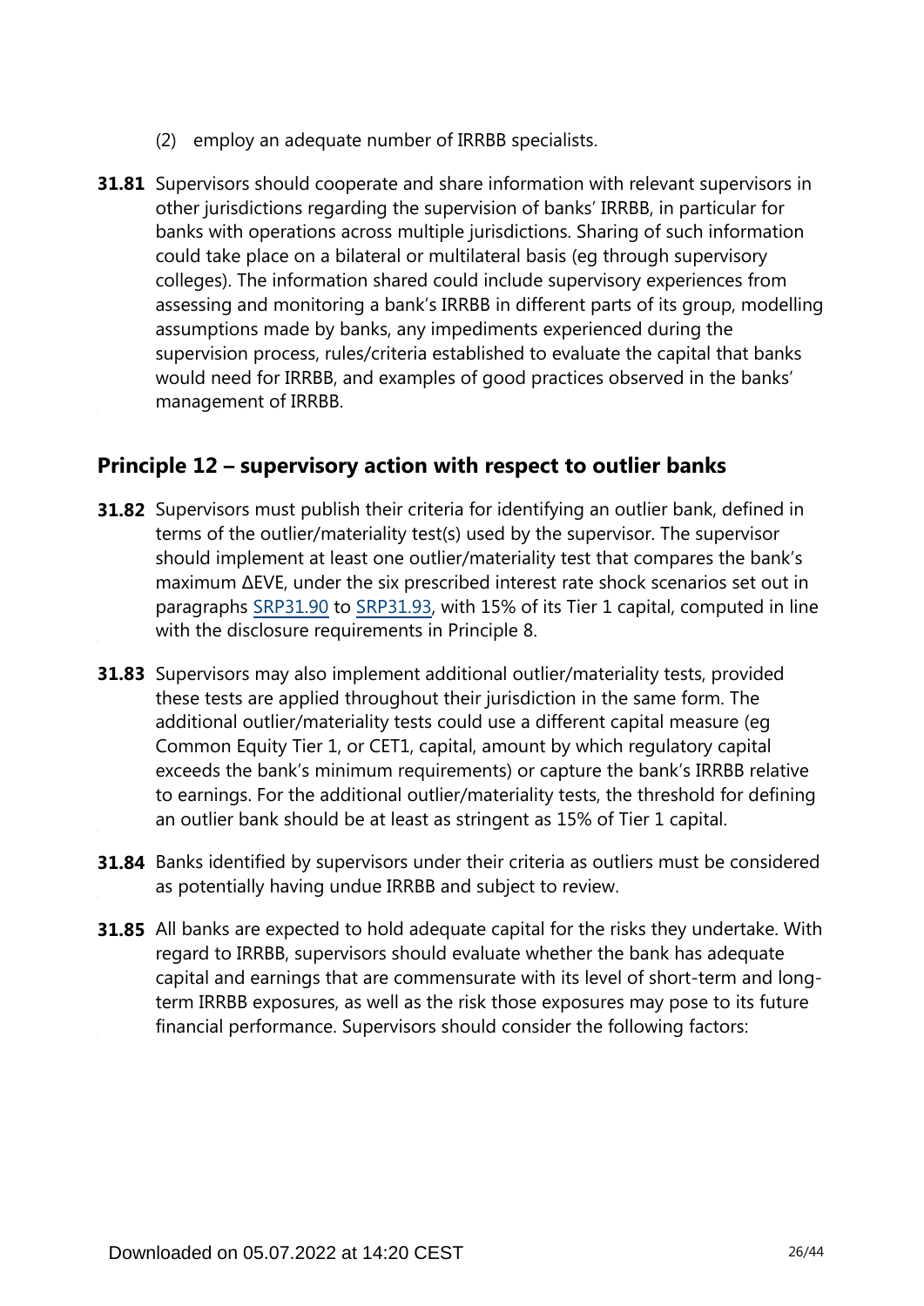(2) employ an adequate number of IRRBB specialists.

**31.81** Supervisors should cooperate and share information with relevant supervisors in other jurisdictions regarding the supervision of banks' IRRBB, in particular for banks with operations across multiple jurisdictions. Sharing of such information could take place on a bilateral or multilateral basis (eg through supervisory colleges). The information shared could include supervisory experiences from assessing and monitoring a bank's IRRBB in different parts of its group, modelling assumptions made by banks, any impediments experienced during the supervision process, rules/criteria established to evaluate the capital that banks would need for IRRBB, and examples of good practices observed in the banks' management of IRRBB.

## Principle 12 – supervisory action with respect to outlier banks

**31.82** Supervisors must publish their criteria for identifying an outlier bank, defined in terms of the outlier/materiality test(s) used by the supervisor. The supervisor should implement at least one outlier/materiality test that compares the bank's maximum ΔEVE, under the six prescribed interest rate shock scenarios set out in paragraphs SRP31.90 to SRP31.93, with 15% of its Tier 1 capital, computed in line with the disclosure requirements in Principle 8.

**31.83** Supervisors may also implement additional outlier/materiality tests, provided these tests are applied throughout their jurisdiction in the same form. The additional outlier/materiality tests could use a different capital measure (eg Common Equity Tier 1, or CET1, capital, amount by which regulatory capital exceeds the bank's minimum requirements) or capture the bank's IRRBB relative to earnings. For the additional outlier/materiality tests, the threshold for defining an outlier bank should be at least as stringent as 15% of Tier 1 capital.

**31.84** Banks identified by supervisors under their criteria as outliers must be considered as potentially having undue IRRBB and subject to review.

**31.85** All banks are expected to hold adequate capital for the risks they undertake. With regard to IRRBB, supervisors should evaluate whether the bank has adequate capital and earnings that are commensurate with its level of short-term and long-term IRRBB exposures, as well as the risk those exposures may pose to its future financial performance. Supervisors should consider the following factors: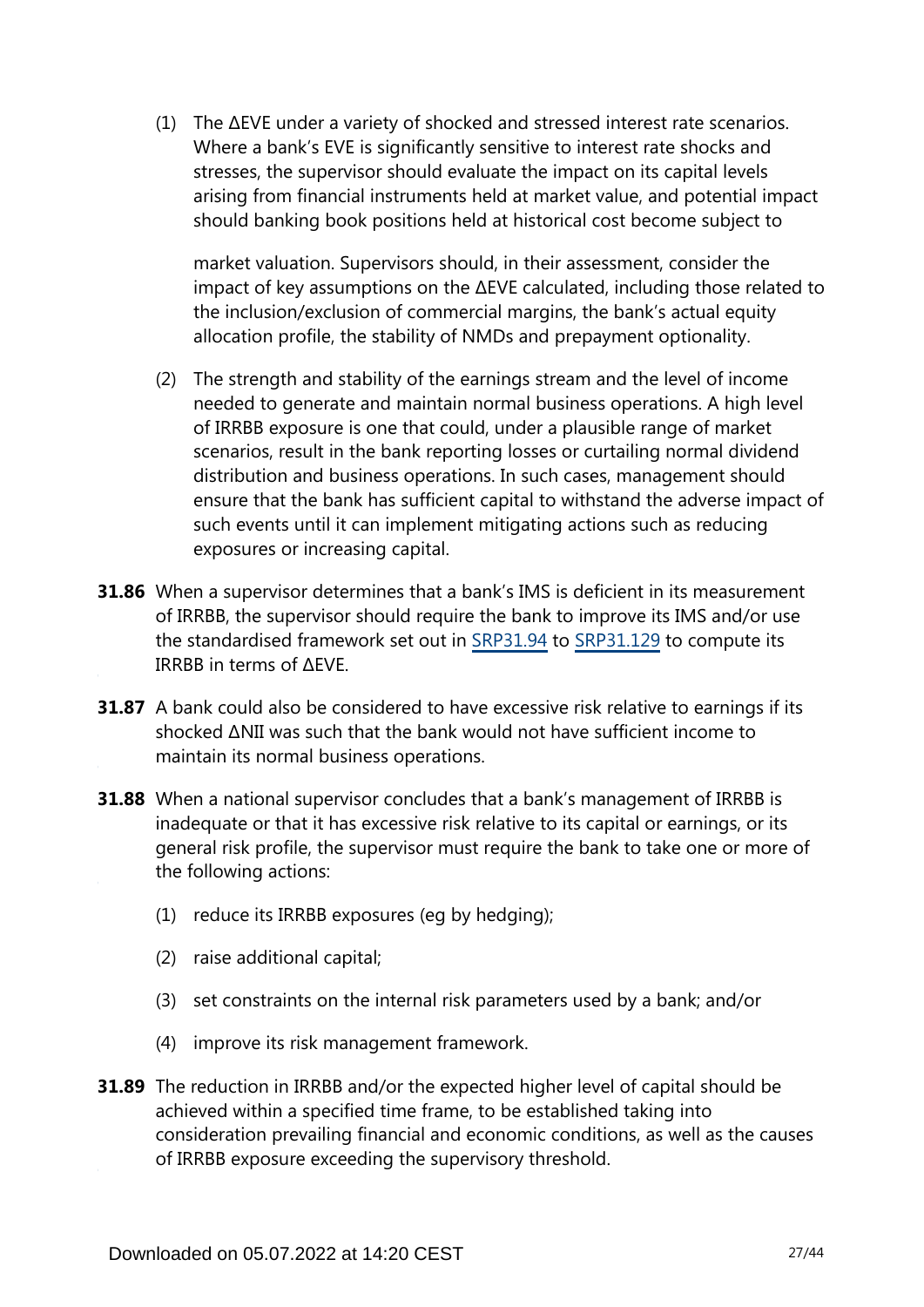(1) The ΔEVE under a variety of shocked and stressed interest rate scenarios. Where a bank's EVE is significantly sensitive to interest rate shocks and stresses, the supervisor should evaluate the impact on its capital levels arising from financial instruments held at market value, and potential impact should banking book positions held at historical cost become subject to market valuation. Supervisors should, in their assessment, consider the impact of key assumptions on the ΔEVE calculated, including those related to the inclusion/exclusion of commercial margins, the bank's actual equity allocation profile, the stability of NMDs and prepayment optionality.

(2) The strength and stability of the earnings stream and the level of income needed to generate and maintain normal business operations. A high level of IRRBB exposure is one that could, under a plausible range of market scenarios, result in the bank reporting losses or curtailing normal dividend distribution and business operations. In such cases, management should ensure that the bank has sufficient capital to withstand the adverse impact of such events until it can implement mitigating actions such as reducing exposures or increasing capital.

**31.86** When a supervisor determines that a bank's IMS is deficient in its measurement of IRRBB, the supervisor should require the bank to improve its IMS and/or use the standardised framework set out in SRP31.94 to SRP31.129 to compute its IRRBB in terms of ΔEVE.

**31.87** A bank could also be considered to have excessive risk relative to earnings if its shocked ΔNII was such that the bank would not have sufficient income to maintain its normal business operations.

**31.88** When a national supervisor concludes that a bank's management of IRRBB is inadequate or that it has excessive risk relative to its capital or earnings, or its general risk profile, the supervisor must require the bank to take one or more of the following actions:

(1) reduce its IRRBB exposures (eg by hedging);

(2) raise additional capital;

(3) set constraints on the internal risk parameters used by a bank; and/or

(4) improve its risk management framework.

**31.89** The reduction in IRRBB and/or the expected higher level of capital should be achieved within a specified time frame, to be established taking into consideration prevailing financial and economic conditions, as well as the causes of IRRBB exposure exceeding the supervisory threshold.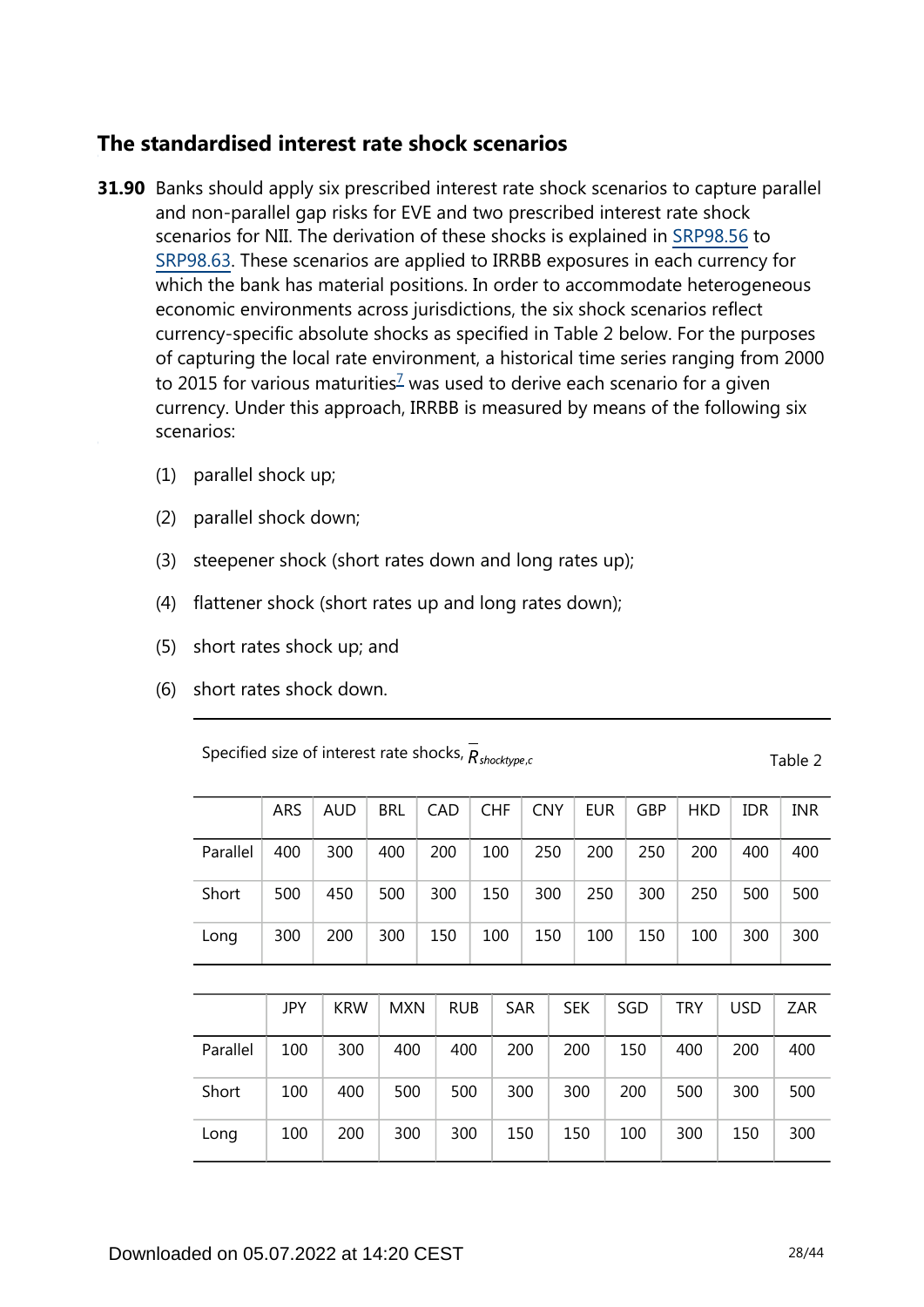## The standardised interest rate shock scenarios

**31.90** Banks should apply six prescribed interest rate shock scenarios to capture parallel and non-parallel gap risks for EVE and two prescribed interest rate shock scenarios for NII. The derivation of these shocks is explained in SRP98.56 to SRP98.63. These scenarios are applied to IRRBB exposures in each currency for which the bank has material positions. In order to accommodate heterogeneous economic environments across jurisdictions, the six shock scenarios reflect currency-specific absolute shocks as specified in Table 2 below. For the purposes of capturing the local rate environment, a historical time series ranging from 2000 to 2015 for various maturities[7] was used to derive each scenario for a given currency. Under this approach, IRRBB is measured by means of the following six scenarios:

(1) parallel shock up;

(2) parallel shock down;

(3) steepener shock (short rates down and long rates up);

(4) flattener shock (short rates up and long rates down);

(5) short rates shock up; and

(6) short rates shock down.

Specified size of interest rate shocks, $\bar{R}_{shocktype,c}$ — Table 2

| | ARS | AUD | BRL | CAD | CHF | CNY | EUR | GBP | HKD | IDR | INR |
|---|---|---|---|---|---|---|---|---|---|---|---|
| Parallel | 400 | 300 | 400 | 200 | 100 | 250 | 200 | 250 | 200 | 400 | 400 |
| Short | 500 | 450 | 500 | 300 | 150 | 300 | 250 | 300 | 250 | 500 | 500 |
| Long | 300 | 200 | 300 | 150 | 100 | 150 | 100 | 150 | 100 | 300 | 300 |

| | JPY | KRW | MXN | RUB | SAR | SEK | SGD | TRY | USD | ZAR |
|---|---|---|---|---|---|---|---|---|---|---|
| Parallel | 100 | 300 | 400 | 400 | 200 | 200 | 150 | 400 | 200 | 400 |
| Short | 100 | 400 | 500 | 500 | 300 | 300 | 200 | 500 | 300 | 500 |
| Long | 100 | 200 | 300 | 300 | 150 | 150 | 100 | 300 | 150 | 300 |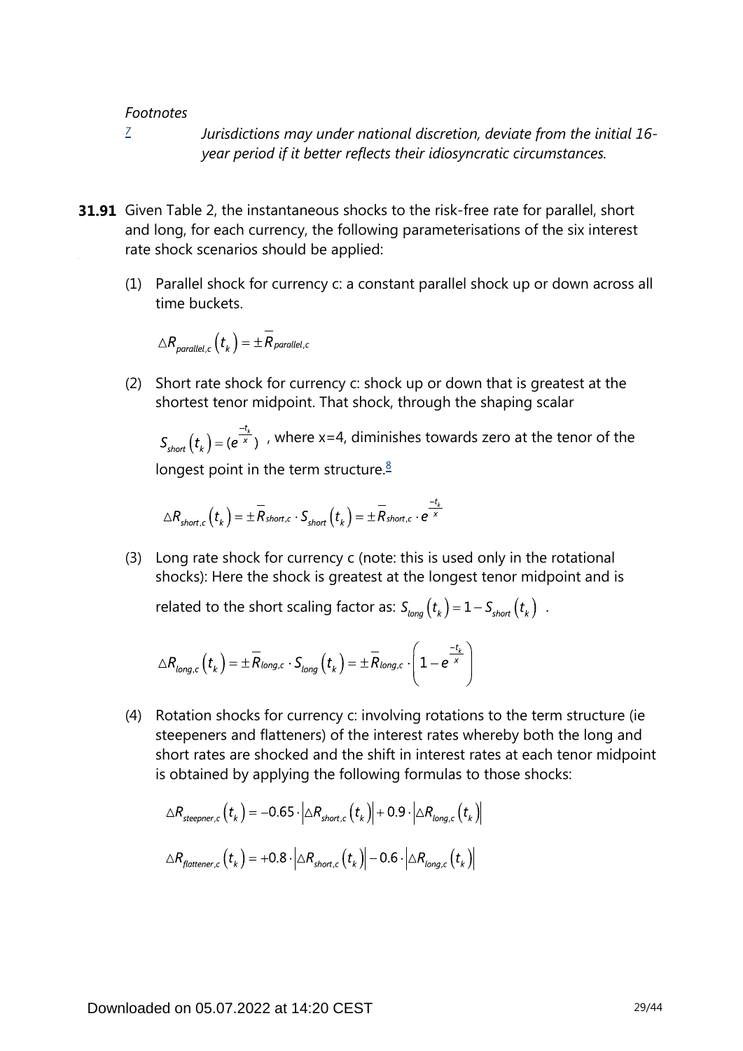*Footnotes*

[7] *Jurisdictions may under national discretion, deviate from the initial 16-year period if it better reflects their idiosyncratic circumstances.*

**31.91** Given Table 2, the instantaneous shocks to the risk-free rate for parallel, short and long, for each currency, the following parameterisations of the six interest rate shock scenarios should be applied:

(1) Parallel shock for currency c: a constant parallel shock up or down across all time buckets.

$$\triangle R_{parallel,c}\left(t_k\right) = \pm \overline{R}_{parallel,c}$$

(2) Short rate shock for currency c: shock up or down that is greatest at the shortest tenor midpoint. That shock, through the shaping scalar $S_{short}\left(t_k\right) = (e^{\frac{-t_k}{x}})$ , where x=4, diminishes towards zero at the tenor of the longest point in the term structure.[8]

$$\triangle R_{short,c}\left(t_k\right) = \pm \overline{R}_{short,c} \cdot S_{short}\left(t_k\right) = \pm \overline{R}_{short,c} \cdot e^{\frac{-t_k}{x}}$$

(3) Long rate shock for currency c (note: this is used only in the rotational shocks): Here the shock is greatest at the longest tenor midpoint and is related to the short scaling factor as: $S_{long}\left(t_k\right) = 1 - S_{short}\left(t_k\right)$ .

$$\triangle R_{long,c}\left(t_k\right) = \pm \overline{R}_{long,c} \cdot S_{long}\left(t_k\right) = \pm \overline{R}_{long,c} \cdot \left(1 - e^{\frac{-t_k}{x}}\right)$$

(4) Rotation shocks for currency c: involving rotations to the term structure (ie steepeners and flatteners) of the interest rates whereby both the long and short rates are shocked and the shift in interest rates at each tenor midpoint is obtained by applying the following formulas to those shocks:

$$\triangle R_{steepner,c}\left(t_k\right) = -0.65 \cdot \left|\triangle R_{short,c}\left(t_k\right)\right| + 0.9 \cdot \left|\triangle R_{long,c}\left(t_k\right)\right|$$

$$\triangle R_{flattener,c}\left(t_k\right) = +0.8 \cdot \left|\triangle R_{short,c}\left(t_k\right)\right| - 0.6 \cdot \left|\triangle R_{long,c}\left(t_k\right)\right|$$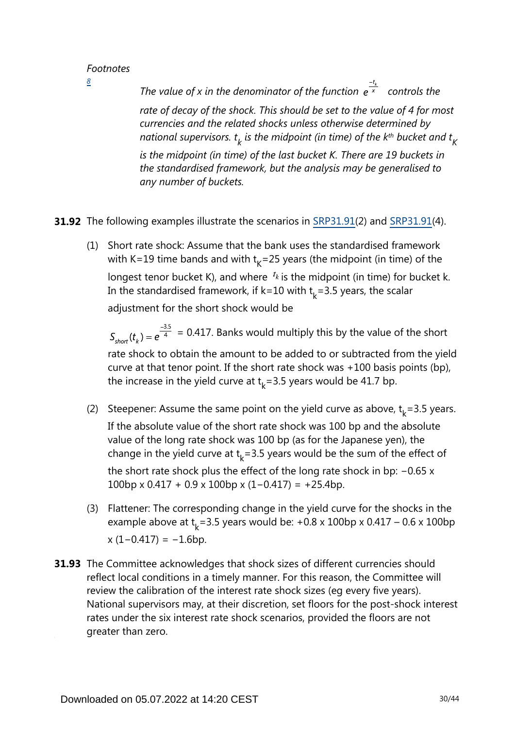*Footnotes*

8 *The value of x in the denominator of the function $e^{\frac{-t_k}{x}}$ controls the rate of decay of the shock. This should be set to the value of 4 for most currencies and the related shocks unless otherwise determined by national supervisors. $t_k$ is the midpoint (in time) of the $k^{th}$ bucket and $t_K$ is the midpoint (in time) of the last bucket K. There are 19 buckets in the standardised framework, but the analysis may be generalised to any number of buckets.*

**31.92** The following examples illustrate the scenarios in SRP31.91(2) and SRP31.91(4).

(1) Short rate shock: Assume that the bank uses the standardised framework with K=19 time bands and with $t_K$=25 years (the midpoint (in time) of the longest tenor bucket K), and where $t_k$ is the midpoint (in time) for bucket k. In the standardised framework, if k=10 with $t_k$=3.5 years, the scalar adjustment for the short shock would be

$S_{short}(t_k) = e^{\frac{-3.5}{4}}$ = 0.417. Banks would multiply this by the value of the short rate shock to obtain the amount to be added to or subtracted from the yield curve at that tenor point. If the short rate shock was +100 basis points (bp), the increase in the yield curve at $t_k$=3.5 years would be 41.7 bp.

(2) Steepener: Assume the same point on the yield curve as above, $t_k$=3.5 years. If the absolute value of the short rate shock was 100 bp and the absolute value of the long rate shock was 100 bp (as for the Japanese yen), the change in the yield curve at $t_k$=3.5 years would be the sum of the effect of the short rate shock plus the effect of the long rate shock in bp: −0.65 x 100bp x 0.417 + 0.9 x 100bp x (1−0.417) = +25.4bp.

(3) Flattener: The corresponding change in the yield curve for the shocks in the example above at $t_k$=3.5 years would be: +0.8 x 100bp x 0.417 – 0.6 x 100bp x (1−0.417) = −1.6bp.

**31.93** The Committee acknowledges that shock sizes of different currencies should reflect local conditions in a timely manner. For this reason, the Committee will review the calibration of the interest rate shock sizes (eg every five years). National supervisors may, at their discretion, set floors for the post-shock interest rates under the six interest rate shock scenarios, provided the floors are not greater than zero.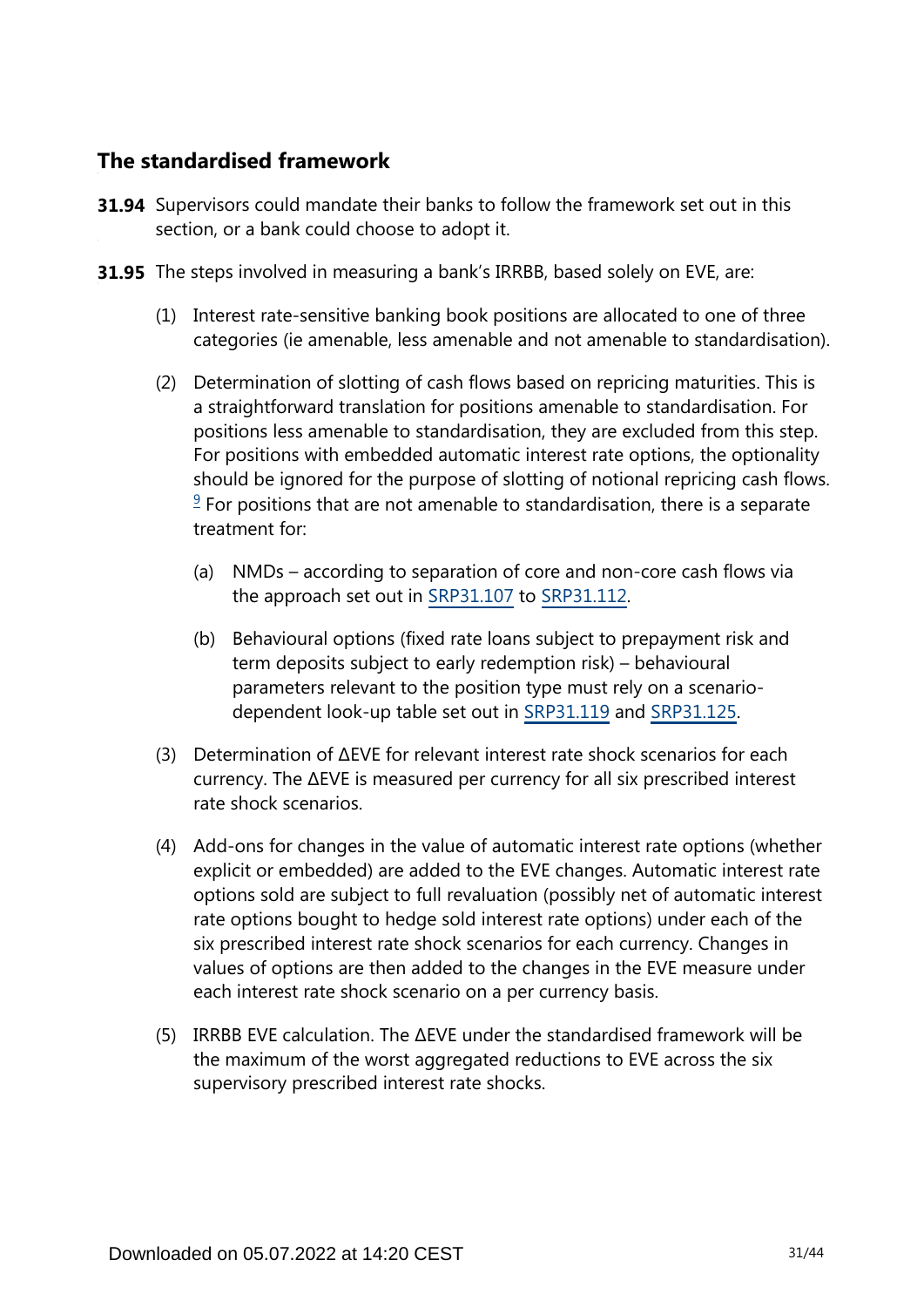## The standardised framework

**31.94** Supervisors could mandate their banks to follow the framework set out in this section, or a bank could choose to adopt it.

**31.95** The steps involved in measuring a bank's IRRBB, based solely on EVE, are:

(1) Interest rate-sensitive banking book positions are allocated to one of three categories (ie amenable, less amenable and not amenable to standardisation).

(2) Determination of slotting of cash flows based on repricing maturities. This is a straightforward translation for positions amenable to standardisation. For positions less amenable to standardisation, they are excluded from this step. For positions with embedded automatic interest rate options, the optionality should be ignored for the purpose of slotting of notional repricing cash flows. [9] For positions that are not amenable to standardisation, there is a separate treatment for:

(a) NMDs – according to separation of core and non-core cash flows via the approach set out in SRP31.107 to SRP31.112.

(b) Behavioural options (fixed rate loans subject to prepayment risk and term deposits subject to early redemption risk) – behavioural parameters relevant to the position type must rely on a scenario-dependent look-up table set out in SRP31.119 and SRP31.125.

(3) Determination of ΔEVE for relevant interest rate shock scenarios for each currency. The ΔEVE is measured per currency for all six prescribed interest rate shock scenarios.

(4) Add-ons for changes in the value of automatic interest rate options (whether explicit or embedded) are added to the EVE changes. Automatic interest rate options sold are subject to full revaluation (possibly net of automatic interest rate options bought to hedge sold interest rate options) under each of the six prescribed interest rate shock scenarios for each currency. Changes in values of options are then added to the changes in the EVE measure under each interest rate shock scenario on a per currency basis.

(5) IRRBB EVE calculation. The ΔEVE under the standardised framework will be the maximum of the worst aggregated reductions to EVE across the six supervisory prescribed interest rate shocks.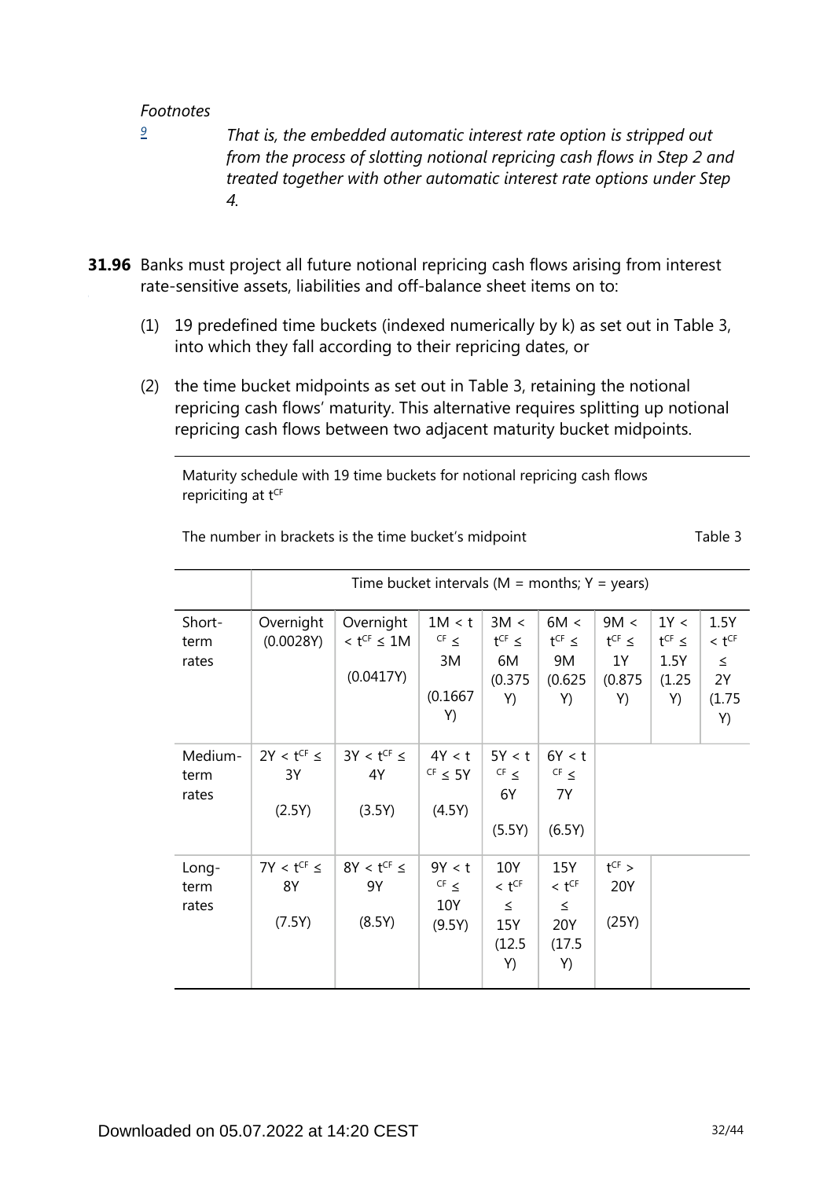*Footnotes*

9 *That is, the embedded automatic interest rate option is stripped out from the process of slotting notional repricing cash flows in Step 2 and treated together with other automatic interest rate options under Step 4.*

**31.96** Banks must project all future notional repricing cash flows arising from interest rate-sensitive assets, liabilities and off-balance sheet items on to:

(1) 19 predefined time buckets (indexed numerically by k) as set out in Table 3, into which they fall according to their repricing dates, or

(2) the time bucket midpoints as set out in Table 3, retaining the notional repricing cash flows' maturity. This alternative requires splitting up notional repricing cash flows between two adjacent maturity bucket midpoints.

Maturity schedule with 19 time buckets for notional repricing cash flows repiriciting at $t^{CF}$

The number in brackets is the time bucket's midpoint — Table 3

| | Time bucket intervals (M = months; Y = years) | | | | | | | |
|---|---|---|---|---|---|---|---|---|
| Short-term rates | Overnight (0.0028Y) | Overnight $< t^{CF} \leq$ 1M (0.0417Y) | 1M $< t^{CF} \leq$ 3M (0.1667Y) | 3M $< t^{CF} \leq$ 6M (0.375Y) | 6M $< t^{CF} \leq$ 9M (0.625Y) | 9M $< t^{CF} \leq$ 1Y (0.875Y) | 1Y $< t^{CF} \leq$ 1.5Y (1.25Y) | 1.5Y $< t^{CF} \leq$ 2Y (1.75Y) |
| Medium-term rates | 2Y $< t^{CF} \leq$ 3Y (2.5Y) | 3Y $< t^{CF} \leq$ 4Y (3.5Y) | 4Y $< t^{CF} \leq$ 5Y (4.5Y) | 5Y $< t^{CF} \leq$ 6Y (5.5Y) | 6Y $< t^{CF} \leq$ 7Y (6.5Y) | | | |
| Long-term rates | 7Y $< t^{CF} \leq$ 8Y (7.5Y) | 8Y $< t^{CF} \leq$ 9Y (8.5Y) | 9Y $< t^{CF} \leq$ 10Y (9.5Y) | 10Y $< t^{CF} \leq$ 15Y (12.5Y) | 15Y $< t^{CF} \leq$ 20Y (17.5Y) | $t^{CF} >$ 20Y (25Y) | | |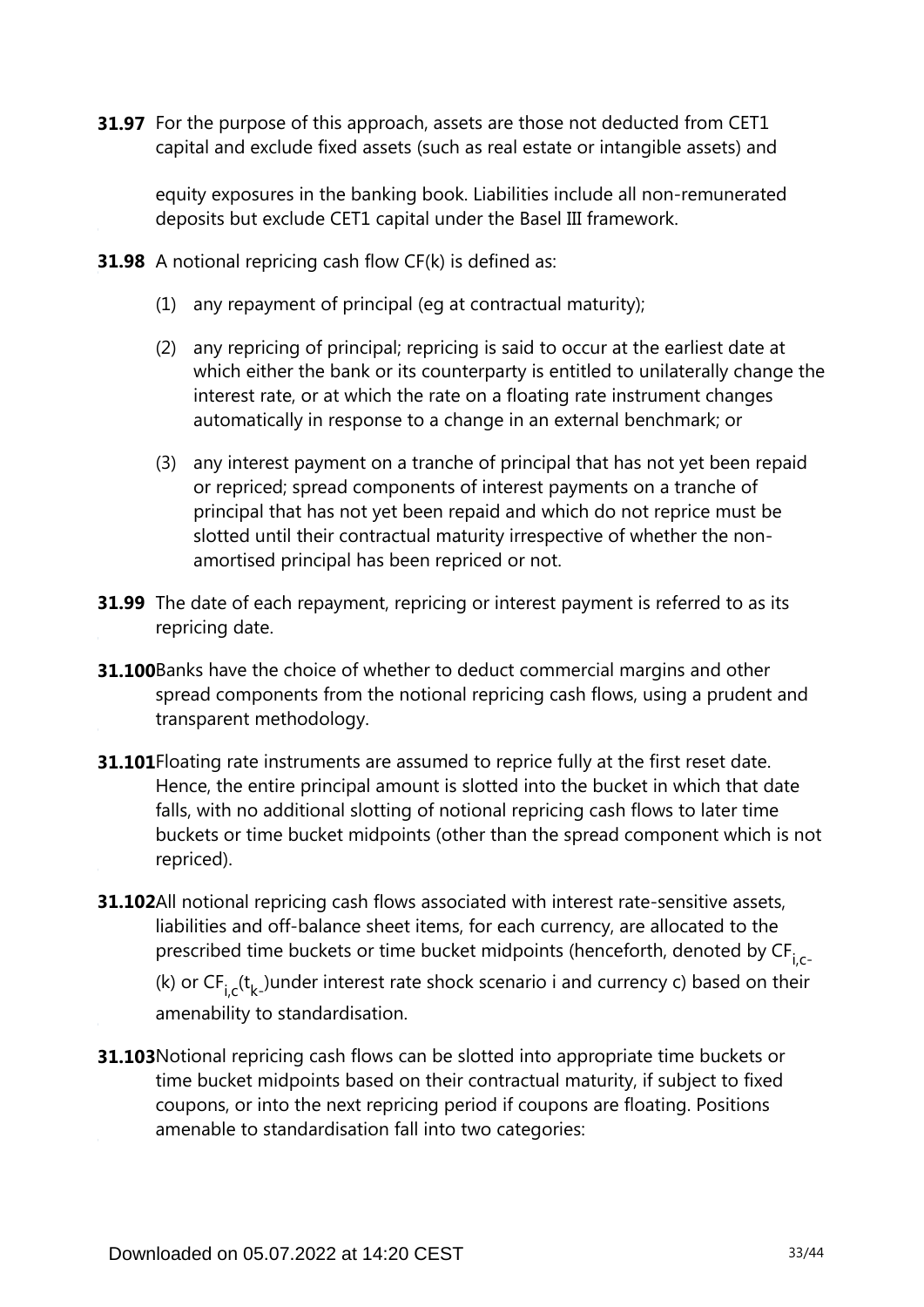**31.97** For the purpose of this approach, assets are those not deducted from CET1 capital and exclude fixed assets (such as real estate or intangible assets) and equity exposures in the banking book. Liabilities include all non-remunerated deposits but exclude CET1 capital under the Basel III framework.

**31.98** A notional repricing cash flow CF(k) is defined as:

(1) any repayment of principal (eg at contractual maturity);

(2) any repricing of principal; repricing is said to occur at the earliest date at which either the bank or its counterparty is entitled to unilaterally change the interest rate, or at which the rate on a floating rate instrument changes automatically in response to a change in an external benchmark; or

(3) any interest payment on a tranche of principal that has not yet been repaid or repriced; spread components of interest payments on a tranche of principal that has not yet been repaid and which do not reprice must be slotted until their contractual maturity irrespective of whether the non-amortised principal has been repriced or not.

**31.99** The date of each repayment, repricing or interest payment is referred to as its repricing date.

**31.100** Banks have the choice of whether to deduct commercial margins and other spread components from the notional repricing cash flows, using a prudent and transparent methodology.

**31.101** Floating rate instruments are assumed to reprice fully at the first reset date. Hence, the entire principal amount is slotted into the bucket in which that date falls, with no additional slotting of notional repricing cash flows to later time buckets or time bucket midpoints (other than the spread component which is not repriced).

**31.102** All notional repricing cash flows associated with interest rate-sensitive assets, liabilities and off-balance sheet items, for each currency, are allocated to the prescribed time buckets or time bucket midpoints (henceforth, denoted by $CF_{i,c}(k)$ or $CF_{i,c}(t_k)$ under interest rate shock scenario i and currency c) based on their amenability to standardisation.

**31.103** Notional repricing cash flows can be slotted into appropriate time buckets or time bucket midpoints based on their contractual maturity, if subject to fixed coupons, or into the next repricing period if coupons are floating. Positions amenable to standardisation fall into two categories: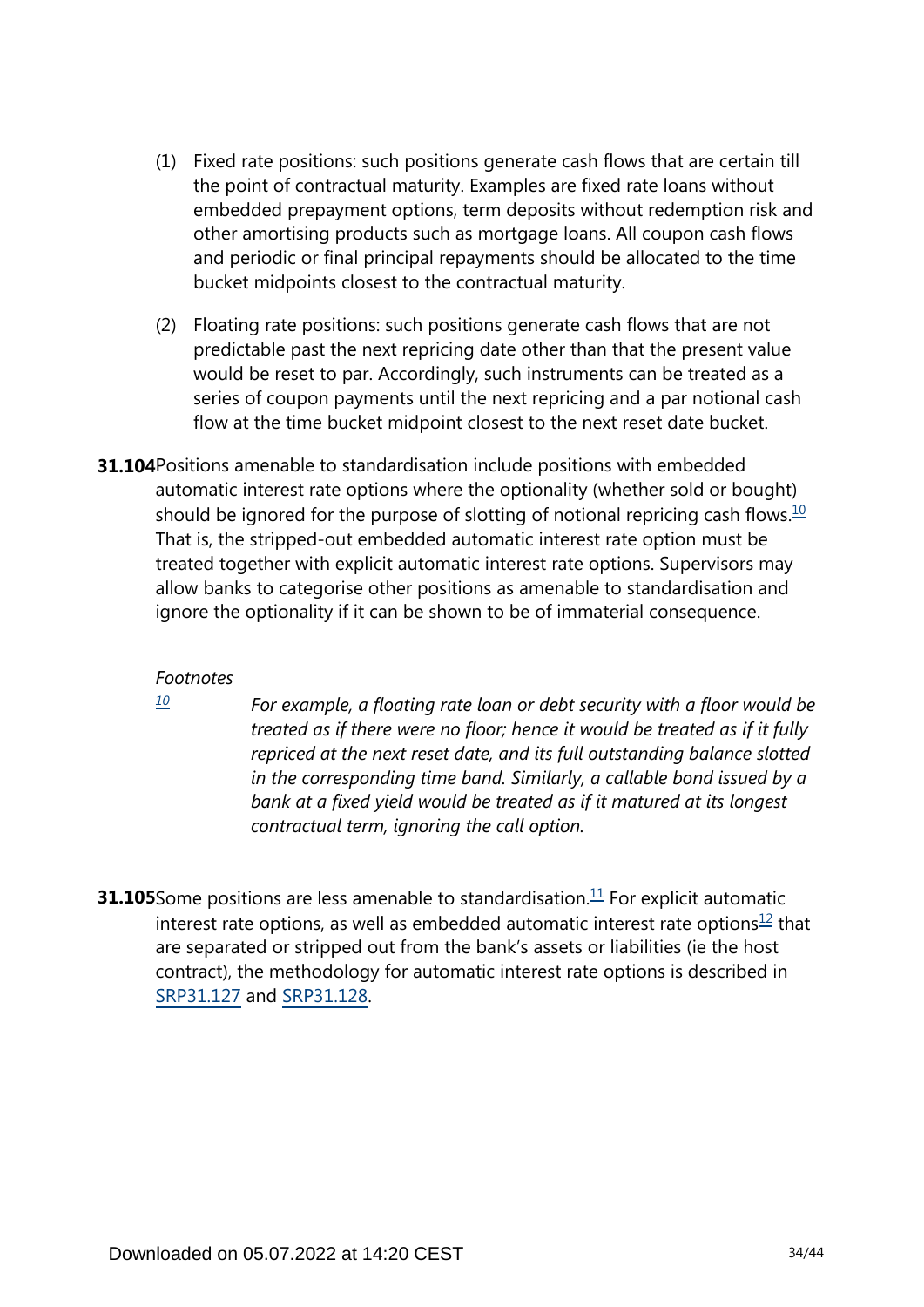(1) Fixed rate positions: such positions generate cash flows that are certain till the point of contractual maturity. Examples are fixed rate loans without embedded prepayment options, term deposits without redemption risk and other amortising products such as mortgage loans. All coupon cash flows and periodic or final principal repayments should be allocated to the time bucket midpoints closest to the contractual maturity.

(2) Floating rate positions: such positions generate cash flows that are not predictable past the next repricing date other than that the present value would be reset to par. Accordingly, such instruments can be treated as a series of coupon payments until the next repricing and a par notional cash flow at the time bucket midpoint closest to the next reset date bucket.

**31.104** Positions amenable to standardisation include positions with embedded automatic interest rate options where the optionality (whether sold or bought) should be ignored for the purpose of slotting of notional repricing cash flows.[10] That is, the stripped-out embedded automatic interest rate option must be treated together with explicit automatic interest rate options. Supervisors may allow banks to categorise other positions as amenable to standardisation and ignore the optionality if it can be shown to be of immaterial consequence.

*Footnotes*

[10] *For example, a floating rate loan or debt security with a floor would be treated as if there were no floor; hence it would be treated as if it fully repriced at the next reset date, and its full outstanding balance slotted in the corresponding time band. Similarly, a callable bond issued by a bank at a fixed yield would be treated as if it matured at its longest contractual term, ignoring the call option.*

**31.105** Some positions are less amenable to standardisation.[11] For explicit automatic interest rate options, as well as embedded automatic interest rate options[12] that are separated or stripped out from the bank's assets or liabilities (ie the host contract), the methodology for automatic interest rate options is described in SRP31.127 and SRP31.128.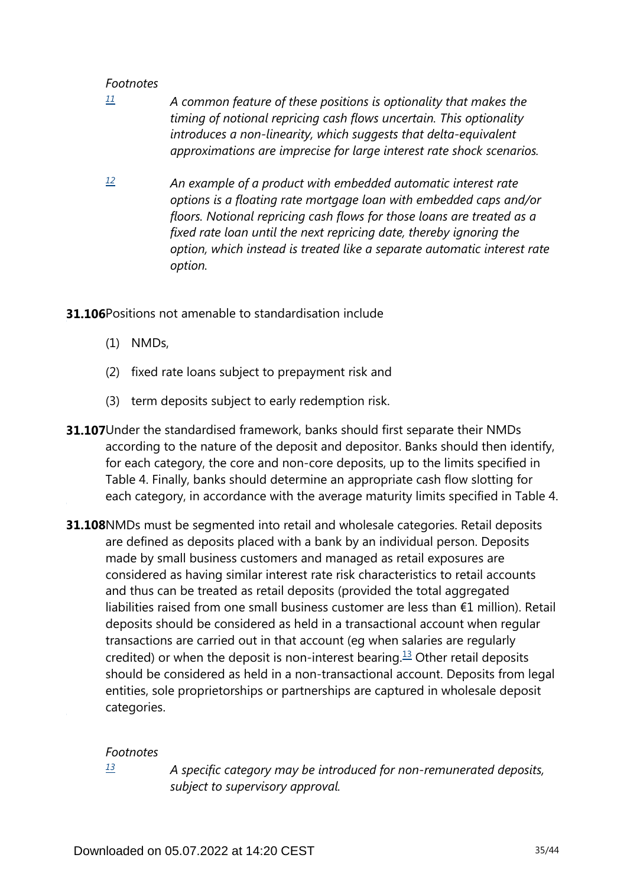*Footnotes*

[11] *A common feature of these positions is optionality that makes the timing of notional repricing cash flows uncertain. This optionality introduces a non-linearity, which suggests that delta-equivalent approximations are imprecise for large interest rate shock scenarios.*

[12] *An example of a product with embedded automatic interest rate options is a floating rate mortgage loan with embedded caps and/or floors. Notional repricing cash flows for those loans are treated as a fixed rate loan until the next repricing date, thereby ignoring the option, which instead is treated like a separate automatic interest rate option.*

**31.106** Positions not amenable to standardisation include

(1) NMDs,

(2) fixed rate loans subject to prepayment risk and

(3) term deposits subject to early redemption risk.

**31.107** Under the standardised framework, banks should first separate their NMDs according to the nature of the deposit and depositor. Banks should then identify, for each category, the core and non-core deposits, up to the limits specified in Table 4. Finally, banks should determine an appropriate cash flow slotting for each category, in accordance with the average maturity limits specified in Table 4.

**31.108** NMDs must be segmented into retail and wholesale categories. Retail deposits are defined as deposits placed with a bank by an individual person. Deposits made by small business customers and managed as retail exposures are considered as having similar interest rate risk characteristics to retail accounts and thus can be treated as retail deposits (provided the total aggregated liabilities raised from one small business customer are less than €1 million). Retail deposits should be considered as held in a transactional account when regular transactions are carried out in that account (eg when salaries are regularly credited) or when the deposit is non-interest bearing.[13] Other retail deposits should be considered as held in a non-transactional account. Deposits from legal entities, sole proprietorships or partnerships are captured in wholesale deposit categories.

*Footnotes*

[13] *A specific category may be introduced for non-remunerated deposits, subject to supervisory approval.*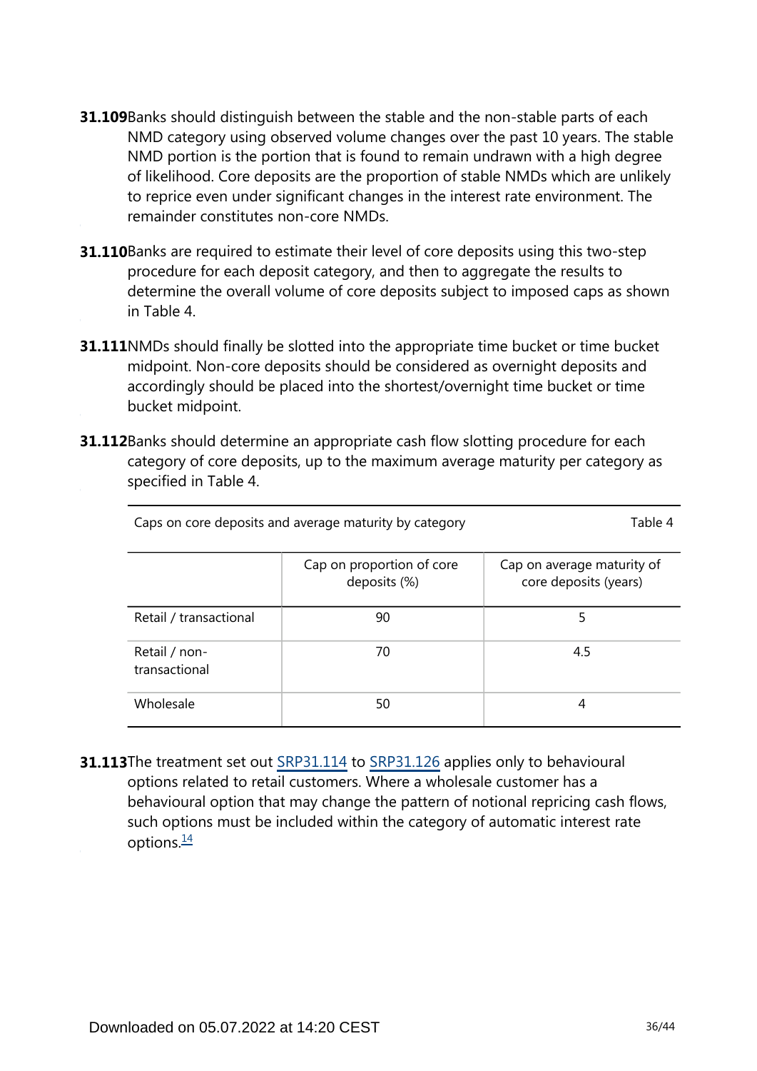**31.109** Banks should distinguish between the stable and the non-stable parts of each NMD category using observed volume changes over the past 10 years. The stable NMD portion is the portion that is found to remain undrawn with a high degree of likelihood. Core deposits are the proportion of stable NMDs which are unlikely to reprice even under significant changes in the interest rate environment. The remainder constitutes non-core NMDs.

**31.110** Banks are required to estimate their level of core deposits using this two-step procedure for each deposit category, and then to aggregate the results to determine the overall volume of core deposits subject to imposed caps as shown in Table 4.

**31.111** NMDs should finally be slotted into the appropriate time bucket or time bucket midpoint. Non-core deposits should be considered as overnight deposits and accordingly should be placed into the shortest/overnight time bucket or time bucket midpoint.

**31.112** Banks should determine an appropriate cash flow slotting procedure for each category of core deposits, up to the maximum average maturity per category as specified in Table 4.

Caps on core deposits and average maturity by category — Table 4

| | Cap on proportion of core deposits (%) | Cap on average maturity of core deposits (years) |
|---|---|---|
| Retail / transactional | 90 | 5 |
| Retail / non-transactional | 70 | 4.5 |
| Wholesale | 50 | 4 |

**31.113** The treatment set out SRP31.114 to SRP31.126 applies only to behavioural options related to retail customers. Where a wholesale customer has a behavioural option that may change the pattern of notional repricing cash flows, such options must be included within the category of automatic interest rate options.[14]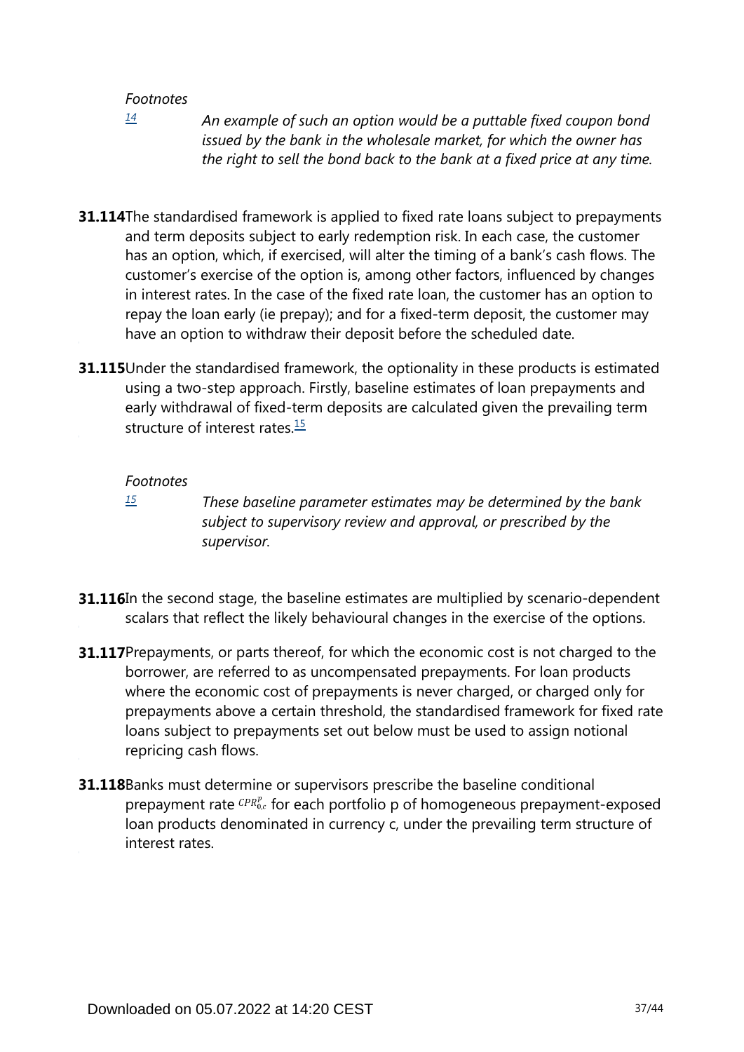*Footnotes*

[14] *An example of such an option would be a puttable fixed coupon bond issued by the bank in the wholesale market, for which the owner has the right to sell the bond back to the bank at a fixed price at any time.*

**31.114** The standardised framework is applied to fixed rate loans subject to prepayments and term deposits subject to early redemption risk. In each case, the customer has an option, which, if exercised, will alter the timing of a bank's cash flows. The customer's exercise of the option is, among other factors, influenced by changes in interest rates. In the case of the fixed rate loan, the customer has an option to repay the loan early (ie prepay); and for a fixed-term deposit, the customer may have an option to withdraw their deposit before the scheduled date.

**31.115** Under the standardised framework, the optionality in these products is estimated using a two-step approach. Firstly, baseline estimates of loan prepayments and early withdrawal of fixed-term deposits are calculated given the prevailing term structure of interest rates.[15]

*Footnotes*

[15] *These baseline parameter estimates may be determined by the bank subject to supervisory review and approval, or prescribed by the supervisor.*

**31.116** In the second stage, the baseline estimates are multiplied by scenario-dependent scalars that reflect the likely behavioural changes in the exercise of the options.

**31.117** Prepayments, or parts thereof, for which the economic cost is not charged to the borrower, are referred to as uncompensated prepayments. For loan products where the economic cost of prepayments is never charged, or charged only for prepayments above a certain threshold, the standardised framework for fixed rate loans subject to prepayments set out below must be used to assign notional repricing cash flows.

**31.118** Banks must determine or supervisors prescribe the baseline conditional prepayment rate $CPR_{0,c}^{p}$ for each portfolio p of homogeneous prepayment-exposed loan products denominated in currency c, under the prevailing term structure of interest rates.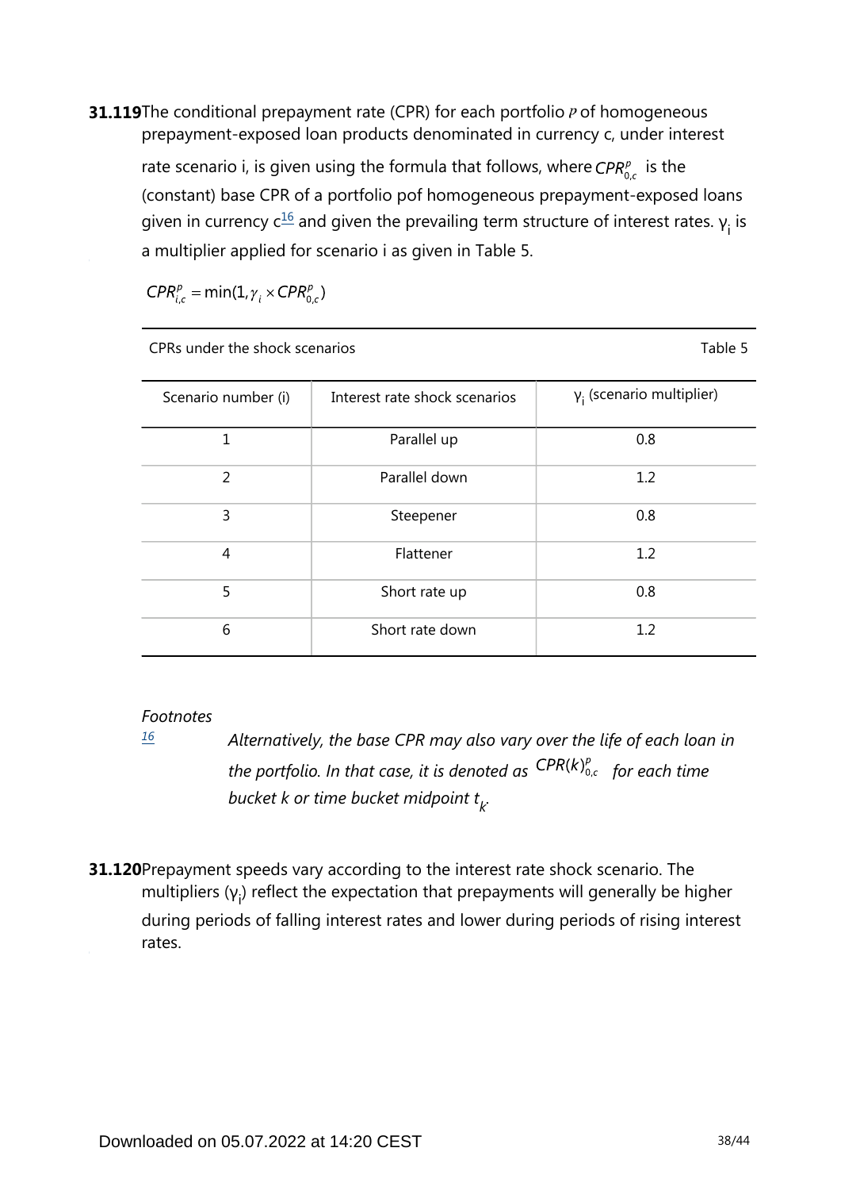**31.119** The conditional prepayment rate (CPR) for each portfolio $p$ of homogeneous prepayment-exposed loan products denominated in currency c, under interest rate scenario i, is given using the formula that follows, where $CPR_{0,c}^{p}$ is the (constant) base CPR of a portfolio pof homogeneous prepayment-exposed loans given in currency c[16] and given the prevailing term structure of interest rates. $\gamma_i$ is a multiplier applied for scenario i as given in Table 5.

$$CPR_{i,c}^{p} = \min(1, \gamma_i \times CPR_{0,c}^{p})$$

CPRs under the shock scenarios — Table 5

| Scenario number (i) | Interest rate shock scenarios | $\gamma_i$ (scenario multiplier) |
|---|---|---|
| 1 | Parallel up | 0.8 |
| 2 | Parallel down | 1.2 |
| 3 | Steepener | 0.8 |
| 4 | Flattener | 1.2 |
| 5 | Short rate up | 0.8 |
| 6 | Short rate down | 1.2 |

*Footnotes*

[16] *Alternatively, the base CPR may also vary over the life of each loan in the portfolio. In that case, it is denoted as* $CPR(k)_{0,c}^{p}$ *for each time bucket k or time bucket midpoint* $t_k$.

**31.120** Prepayment speeds vary according to the interest rate shock scenario. The multipliers ($\gamma_i$) reflect the expectation that prepayments will generally be higher during periods of falling interest rates and lower during periods of rising interest rates.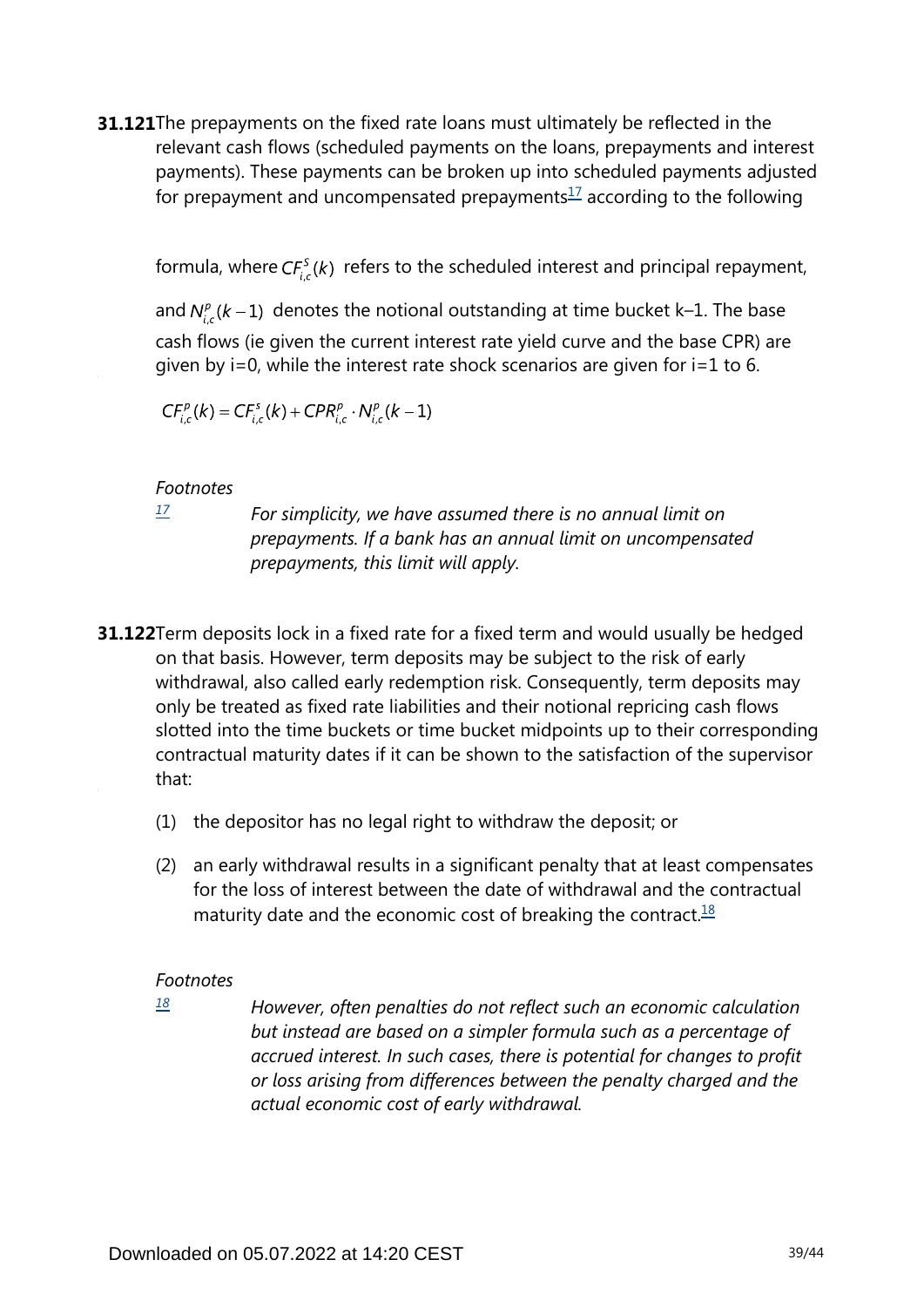**31.121** The prepayments on the fixed rate loans must ultimately be reflected in the relevant cash flows (scheduled payments on the loans, prepayments and interest payments). These payments can be broken up into scheduled payments adjusted for prepayment and uncompensated prepayments[17] according to the following formula, where $CF^{S}_{i,c}(k)$ refers to the scheduled interest and principal repayment, and $N^{p}_{i,c}(k-1)$ denotes the notional outstanding at time bucket k–1. The base cash flows (ie given the current interest rate yield curve and the base CPR) are given by i=0, while the interest rate shock scenarios are given for i=1 to 6.

$$CF^{p}_{i,c}(k) = CF^{s}_{i,c}(k) + CPR^{p}_{i,c} \cdot N^{p}_{i,c}(k-1)$$

*Footnotes*

[17] *For simplicity, we have assumed there is no annual limit on prepayments. If a bank has an annual limit on uncompensated prepayments, this limit will apply.*

**31.122** Term deposits lock in a fixed rate for a fixed term and would usually be hedged on that basis. However, term deposits may be subject to the risk of early withdrawal, also called early redemption risk. Consequently, term deposits may only be treated as fixed rate liabilities and their notional repricing cash flows slotted into the time buckets or time bucket midpoints up to their corresponding contractual maturity dates if it can be shown to the satisfaction of the supervisor that:

(1) the depositor has no legal right to withdraw the deposit; or

(2) an early withdrawal results in a significant penalty that at least compensates for the loss of interest between the date of withdrawal and the contractual maturity date and the economic cost of breaking the contract.[18]

*Footnotes*

[18] *However, often penalties do not reflect such an economic calculation but instead are based on a simpler formula such as a percentage of accrued interest. In such cases, there is potential for changes to profit or loss arising from differences between the penalty charged and the actual economic cost of early withdrawal.*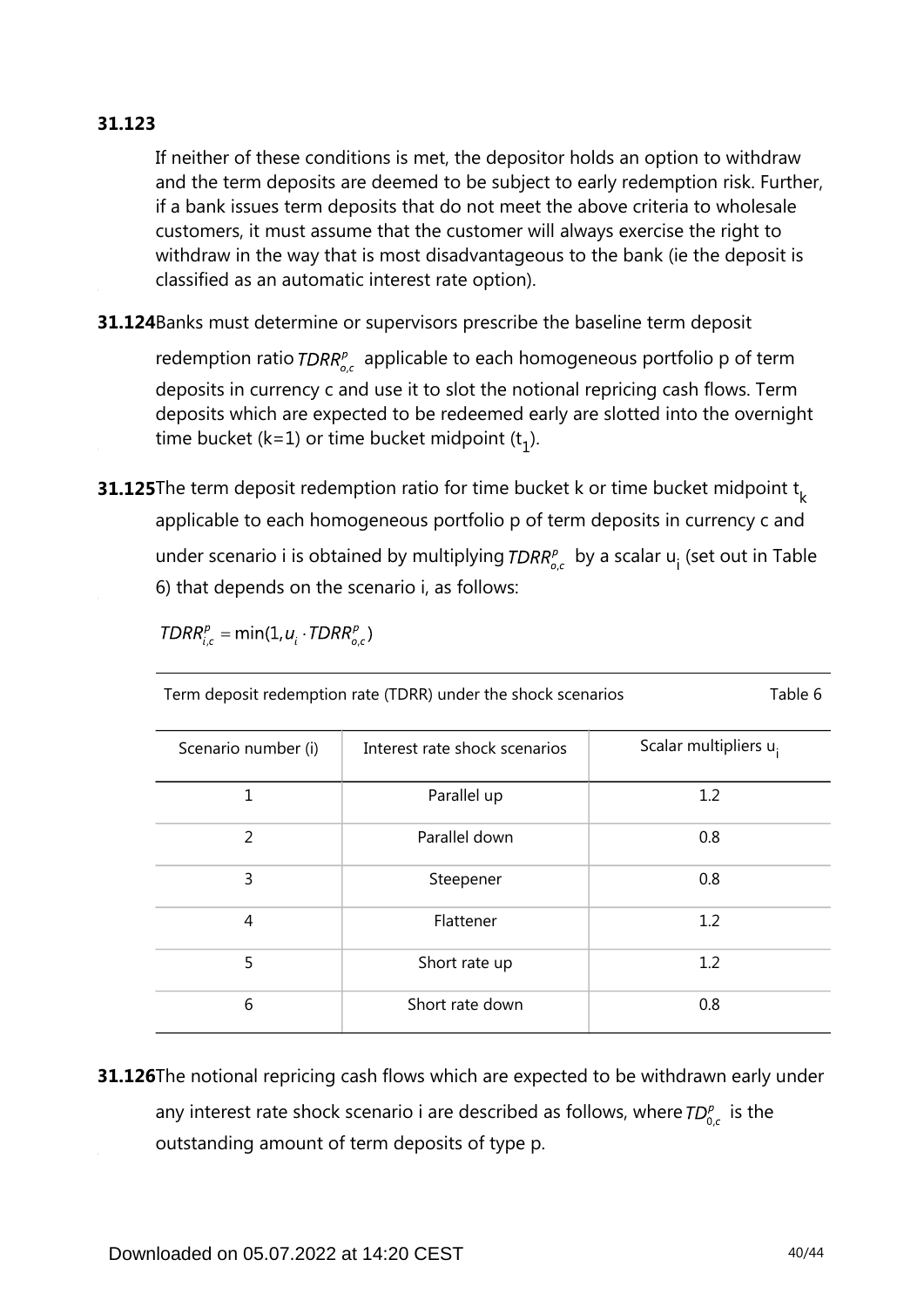**31.123**

If neither of these conditions is met, the depositor holds an option to withdraw and the term deposits are deemed to be subject to early redemption risk. Further, if a bank issues term deposits that do not meet the above criteria to wholesale customers, it must assume that the customer will always exercise the right to withdraw in the way that is most disadvantageous to the bank (ie the deposit is classified as an automatic interest rate option).

**31.124** Banks must determine or supervisors prescribe the baseline term deposit redemption ratio $TDRR^{p}_{o,c}$ applicable to each homogeneous portfolio p of term deposits in currency c and use it to slot the notional repricing cash flows. Term deposits which are expected to be redeemed early are slotted into the overnight time bucket (k=1) or time bucket midpoint ($t_1$).

**31.125** The term deposit redemption ratio for time bucket k or time bucket midpoint $t_k$ applicable to each homogeneous portfolio p of term deposits in currency c and under scenario i is obtained by multiplying $TDRR^{p}_{o,c}$ by a scalar $u_i$ (set out in Table 6) that depends on the scenario i, as follows:

$$TDRR^{p}_{i,c} = \min(1, u_i \cdot TDRR^{p}_{o,c})$$

Term deposit redemption rate (TDRR) under the shock scenarios — Table 6

| Scenario number (i) | Interest rate shock scenarios | Scalar multipliers $u_i$ |
|---|---|---|
| 1 | Parallel up | 1.2 |
| 2 | Parallel down | 0.8 |
| 3 | Steepener | 0.8 |
| 4 | Flattener | 1.2 |
| 5 | Short rate up | 1.2 |
| 6 | Short rate down | 0.8 |

**31.126** The notional repricing cash flows which are expected to be withdrawn early under any interest rate shock scenario i are described as follows, where $TD^{p}_{0,c}$ is the outstanding amount of term deposits of type p.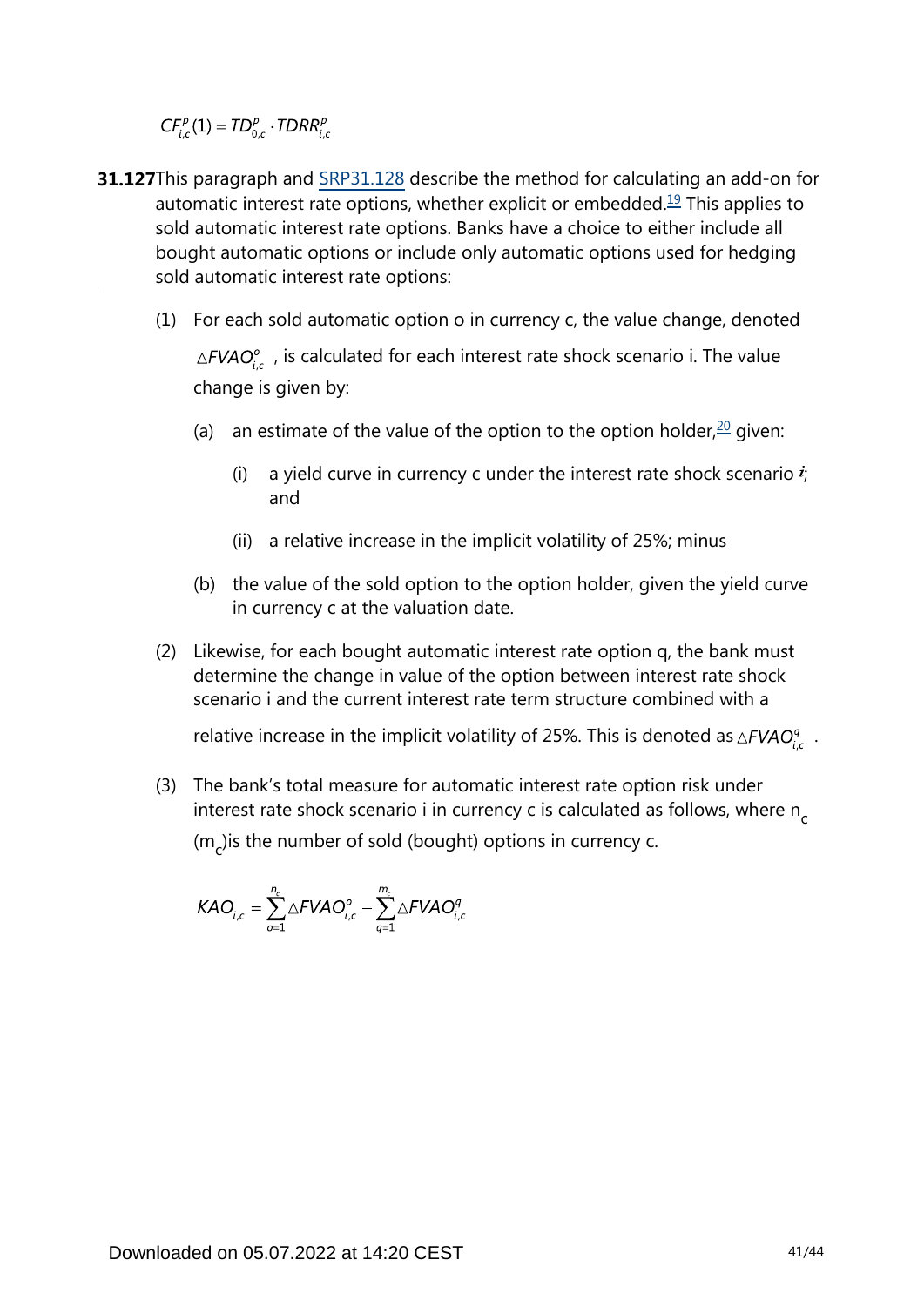$$CF_{i,c}^{p}(1) = TD_{0,c}^{p} \cdot TDRR_{i,c}^{p}$$

**31.127** This paragraph and SRP31.128 describe the method for calculating an add-on for automatic interest rate options, whether explicit or embedded.[19] This applies to sold automatic interest rate options. Banks have a choice to either include all bought automatic options or include only automatic options used for hedging sold automatic interest rate options:

(1) For each sold automatic option o in currency c, the value change, denoted $\triangle FVAO_{i,c}^{o}$, is calculated for each interest rate shock scenario i. The value change is given by:

  (a) an estimate of the value of the option to the option holder,[20] given:

    (i) a yield curve in currency c under the interest rate shock scenario $i$; and

    (ii) a relative increase in the implicit volatility of 25%; minus

  (b) the value of the sold option to the option holder, given the yield curve in currency c at the valuation date.

(2) Likewise, for each bought automatic interest rate option q, the bank must determine the change in value of the option between interest rate shock scenario i and the current interest rate term structure combined with a relative increase in the implicit volatility of 25%. This is denoted as $\triangle FVAO_{i,c}^{q}$.

(3) The bank's total measure for automatic interest rate option risk under interest rate shock scenario i in currency c is calculated as follows, where $n_c$ ($m_c$) is the number of sold (bought) options in currency c.

$$KAO_{i,c} = \sum_{o=1}^{n_c} \triangle FVAO_{i,c}^{o} - \sum_{q=1}^{m_c} \triangle FVAO_{i,c}^{q}$$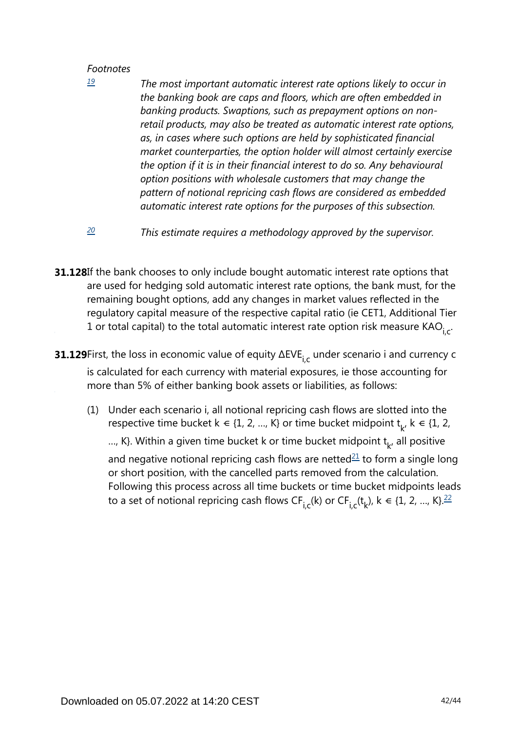*Footnotes*

[19] *The most important automatic interest rate options likely to occur in the banking book are caps and floors, which are often embedded in banking products. Swaptions, such as prepayment options on non-retail products, may also be treated as automatic interest rate options, as, in cases where such options are held by sophisticated financial market counterparties, the option holder will almost certainly exercise the option if it is in their financial interest to do so. Any behavioural option positions with wholesale customers that may change the pattern of notional repricing cash flows are considered as embedded automatic interest rate options for the purposes of this subsection.*

[20] *This estimate requires a methodology approved by the supervisor.*

**31.128** If the bank chooses to only include bought automatic interest rate options that are used for hedging sold automatic interest rate options, the bank must, for the remaining bought options, add any changes in market values reflected in the regulatory capital measure of the respective capital ratio (ie CET1, Additional Tier 1 or total capital) to the total automatic interest rate option risk measure $KAO_{i,c}$.

**31.129** First, the loss in economic value of equity $\Delta EVE_{i,c}$ under scenario i and currency c is calculated for each currency with material exposures, ie those accounting for more than 5% of either banking book assets or liabilities, as follows:

(1) Under each scenario i, all notional repricing cash flows are slotted into the respective time bucket $k \in \{1, 2, ..., K\}$ or time bucket midpoint $t_k$, $k \in \{1, 2, ..., K\}$. Within a given time bucket k or time bucket midpoint $t_k$, all positive and negative notional repricing cash flows are netted[21] to form a single long or short position, with the cancelled parts removed from the calculation. Following this process across all time buckets or time bucket midpoints leads to a set of notional repricing cash flows $CF_{i,c}(k)$ or $CF_{i,c}(t_k)$, $k \in \{1, 2, ..., K\}$.[22]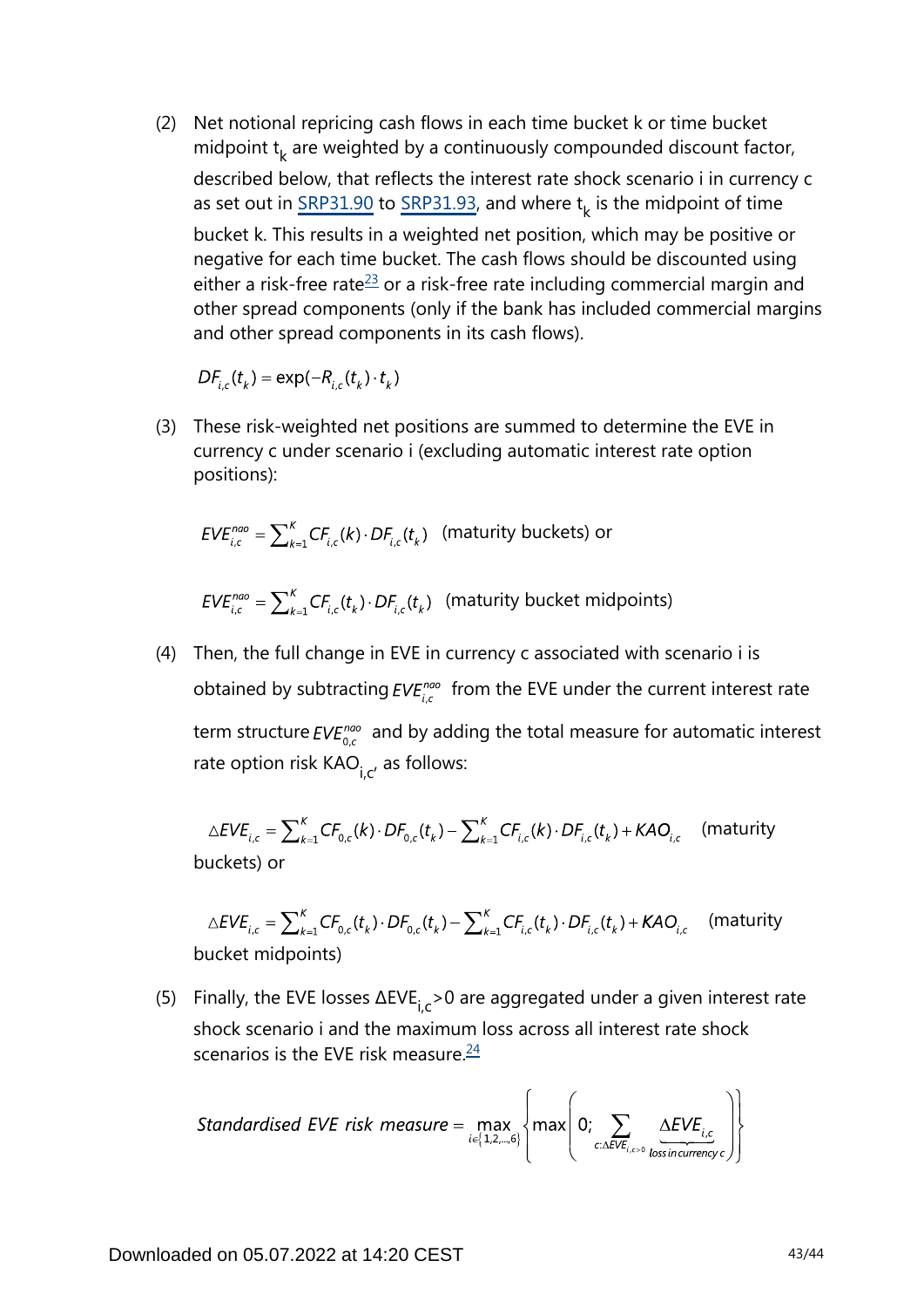(2) Net notional repricing cash flows in each time bucket k or time bucket midpoint $t_k$ are weighted by a continuously compounded discount factor, described below, that reflects the interest rate shock scenario i in currency c as set out in SRP31.90 to SRP31.93, and where $t_k$ is the midpoint of time bucket k. This results in a weighted net position, which may be positive or negative for each time bucket. The cash flows should be discounted using either a risk-free rate[23] or a risk-free rate including commercial margin and other spread components (only if the bank has included commercial margins and other spread components in its cash flows).

$$DF_{i,c}(t_k) = \exp(-R_{i,c}(t_k) \cdot t_k)$$

(3) These risk-weighted net positions are summed to determine the EVE in currency c under scenario i (excluding automatic interest rate option positions):

$$EVE_{i,c}^{nao} = \sum_{k=1}^{K} CF_{i,c}(k) \cdot DF_{i,c}(t_k) \quad \text{(maturity buckets) or}$$

$$EVE_{i,c}^{nao} = \sum_{k=1}^{K} CF_{i,c}(t_k) \cdot DF_{i,c}(t_k) \quad \text{(maturity bucket midpoints)}$$

(4) Then, the full change in EVE in currency c associated with scenario i is obtained by subtracting $EVE_{i,c}^{nao}$ from the EVE under the current interest rate term structure $EVE_{0,c}^{nao}$ and by adding the total measure for automatic interest rate option risk $KAO_{i,c}$, as follows:

$$\triangle EVE_{i,c} = \sum_{k=1}^{K} CF_{0,c}(k) \cdot DF_{0,c}(t_k) - \sum_{k=1}^{K} CF_{i,c}(k) \cdot DF_{i,c}(t_k) + KAO_{i,c} \quad \text{(maturity buckets) or}$$

$$\triangle EVE_{i,c} = \sum_{k=1}^{K} CF_{0,c}(t_k) \cdot DF_{0,c}(t_k) - \sum_{k=1}^{K} CF_{i,c}(t_k) \cdot DF_{i,c}(t_k) + KAO_{i,c} \quad \text{(maturity bucket midpoints)}$$

(5) Finally, the EVE losses $\Delta EVE_{i,c} > 0$ are aggregated under a given interest rate shock scenario i and the maximum loss across all interest rate shock scenarios is the EVE risk measure.[24]

$$\textit{Standardised EVE risk measure} = \max_{i \in \{1,2,\ldots,6\}} \left\{ \max\left( 0; \sum_{c:\Delta EVE_{i,c}>0} \underbrace{\Delta EVE_{i,c}}_{\text{loss in currency } c} \right) \right\}$$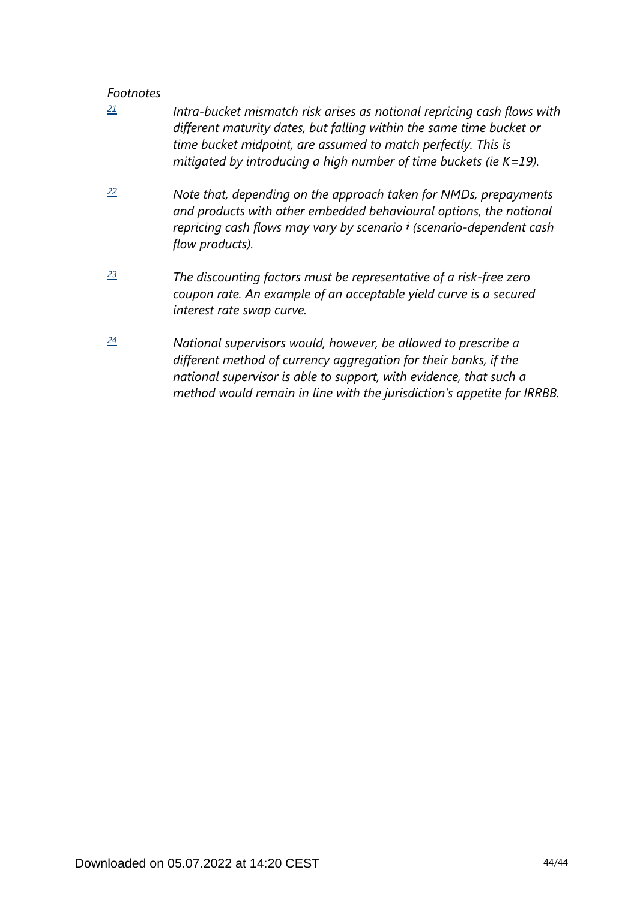*Footnotes*

[21] *Intra-bucket mismatch risk arises as notional repricing cash flows with different maturity dates, but falling within the same time bucket or time bucket midpoint, are assumed to match perfectly. This is mitigated by introducing a high number of time buckets (ie K=19).*

[22] *Note that, depending on the approach taken for NMDs, prepayments and products with other embedded behavioural options, the notional repricing cash flows may vary by scenario $i$ (scenario-dependent cash flow products).*

[23] *The discounting factors must be representative of a risk-free zero coupon rate. An example of an acceptable yield curve is a secured interest rate swap curve.*

[24] *National supervisors would, however, be allowed to prescribe a different method of currency aggregation for their banks, if the national supervisor is able to support, with evidence, that such a method would remain in line with the jurisdiction's appetite for IRRBB.*